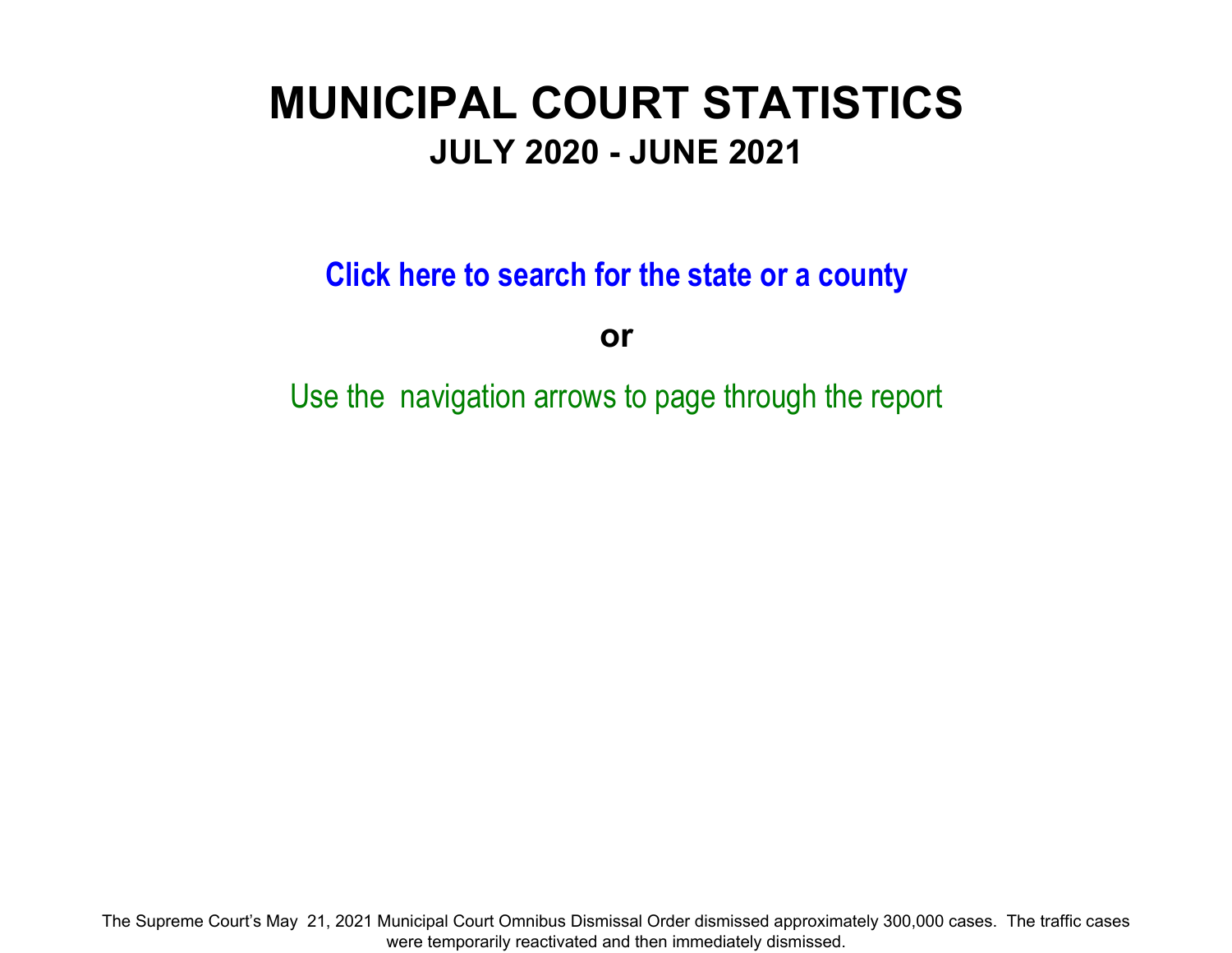# MUNICIPAL COURT STATISTICS

## JULY 2020 - JUNE 2021

**Click here to search for the state or a county**

**or**

Use the navigation arrows to page through the report

The Supreme Court's May 21, 2021 Municipal Court Omnibus Dismissal Order dismissed approximately 300,000 cases. The traffic cases were temporarily reactivated and then immediately dismissed.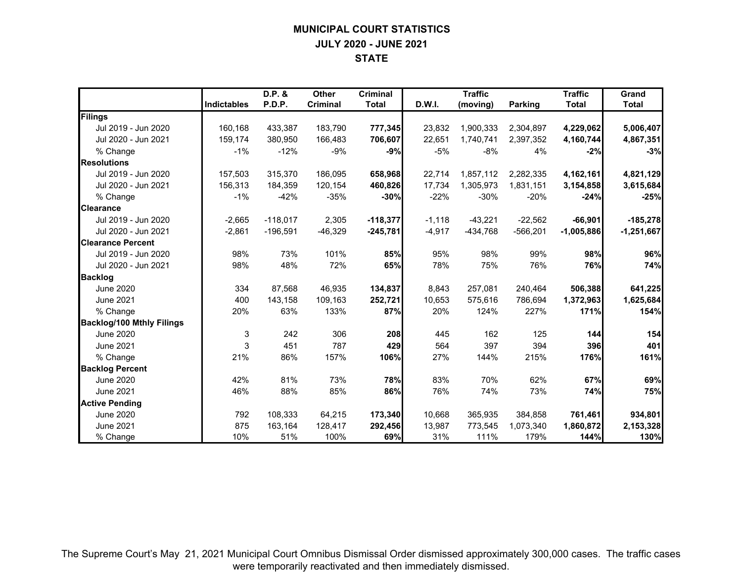# MUNICIPAL COURT STATISTICS
## JULY 2020 - JUNE 2021
## STATE

| | Indictables | D.P. & P.D.P. | Other Criminal | Criminal Total | D.W.I. | Traffic (moving) | Parking | Traffic Total | Grand Total |
|---|---|---|---|---|---|---|---|---|---|
| **Filings** | | | | | | | | | |
| Jul 2019 - Jun 2020 | 160,168 | 433,387 | 183,790 | **777,345** | 23,832 | 1,900,333 | 2,304,897 | **4,229,062** | **5,006,407** |
| Jul 2020 - Jun 2021 | 159,174 | 380,950 | 166,483 | **706,607** | 22,651 | 1,740,741 | 2,397,352 | **4,160,744** | **4,867,351** |
| % Change | -1% | -12% | -9% | **-9%** | -5% | -8% | 4% | **-2%** | **-3%** |
| **Resolutions** | | | | | | | | | |
| Jul 2019 - Jun 2020 | 157,503 | 315,370 | 186,095 | **658,968** | 22,714 | 1,857,112 | 2,282,335 | **4,162,161** | **4,821,129** |
| Jul 2020 - Jun 2021 | 156,313 | 184,359 | 120,154 | **460,826** | 17,734 | 1,305,973 | 1,831,151 | **3,154,858** | **3,615,684** |
| % Change | -1% | -42% | -35% | **-30%** | -22% | -30% | -20% | **-24%** | **-25%** |
| **Clearance** | | | | | | | | | |
| Jul 2019 - Jun 2020 | -2,665 | -118,017 | 2,305 | **-118,377** | -1,118 | -43,221 | -22,562 | **-66,901** | **-185,278** |
| Jul 2020 - Jun 2021 | -2,861 | -196,591 | -46,329 | **-245,781** | -4,917 | -434,768 | -566,201 | **-1,005,886** | **-1,251,667** |
| **Clearance Percent** | | | | | | | | | |
| Jul 2019 - Jun 2020 | 98% | 73% | 101% | **85%** | 95% | 98% | 99% | **98%** | **96%** |
| Jul 2020 - Jun 2021 | 98% | 48% | 72% | **65%** | 78% | 75% | 76% | **76%** | **74%** |
| **Backlog** | | | | | | | | | |
| June 2020 | 334 | 87,568 | 46,935 | **134,837** | 8,843 | 257,081 | 240,464 | **506,388** | **641,225** |
| June 2021 | 400 | 143,158 | 109,163 | **252,721** | 10,653 | 575,616 | 786,694 | **1,372,963** | **1,625,684** |
| % Change | 20% | 63% | 133% | **87%** | 20% | 124% | 227% | **171%** | **154%** |
| **Backlog/100 Mthly Filings** | | | | | | | | | |
| June 2020 | 3 | 242 | 306 | **208** | 445 | 162 | 125 | **144** | **154** |
| June 2021 | 3 | 451 | 787 | **429** | 564 | 397 | 394 | **396** | **401** |
| % Change | 21% | 86% | 157% | **106%** | 27% | 144% | 215% | **176%** | **161%** |
| **Backlog Percent** | | | | | | | | | |
| June 2020 | 42% | 81% | 73% | **78%** | 83% | 70% | 62% | **67%** | **69%** |
| June 2021 | 46% | 88% | 85% | **86%** | 76% | 74% | 73% | **74%** | **75%** |
| **Active Pending** | | | | | | | | | |
| June 2020 | 792 | 108,333 | 64,215 | **173,340** | 10,668 | 365,935 | 384,858 | **761,461** | **934,801** |
| June 2021 | 875 | 163,164 | 128,417 | **292,456** | 13,987 | 773,545 | 1,073,340 | **1,860,872** | **2,153,328** |
| % Change | 10% | 51% | 100% | **69%** | 31% | 111% | 179% | **144%** | **130%** |

The Supreme Court's May 21, 2021 Municipal Court Omnibus Dismissal Order dismissed approximately 300,000 cases. The traffic cases were temporarily reactivated and then immediately dismissed.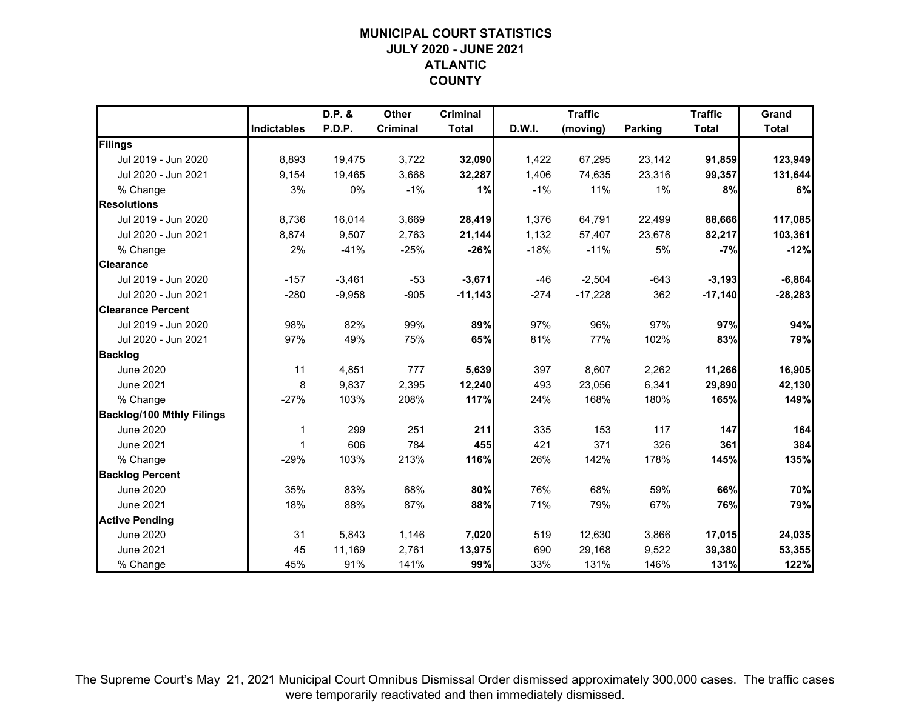# MUNICIPAL COURT STATISTICS
## JULY 2020 - JUNE 2021
## ATLANTIC COUNTY

| | Indictables | D.P. & P.D.P. | Other Criminal | Criminal Total | D.W.I. | Traffic (moving) | Parking | Traffic Total | Grand Total |
|---|---|---|---|---|---|---|---|---|---|
| **Filings** | | | | | | | | | |
| Jul 2019 - Jun 2020 | 8,893 | 19,475 | 3,722 | **32,090** | 1,422 | 67,295 | 23,142 | **91,859** | **123,949** |
| Jul 2020 - Jun 2021 | 9,154 | 19,465 | 3,668 | **32,287** | 1,406 | 74,635 | 23,316 | **99,357** | **131,644** |
| % Change | 3% | 0% | -1% | **1%** | -1% | 11% | 1% | **8%** | **6%** |
| **Resolutions** | | | | | | | | | |
| Jul 2019 - Jun 2020 | 8,736 | 16,014 | 3,669 | **28,419** | 1,376 | 64,791 | 22,499 | **88,666** | **117,085** |
| Jul 2020 - Jun 2021 | 8,874 | 9,507 | 2,763 | **21,144** | 1,132 | 57,407 | 23,678 | **82,217** | **103,361** |
| % Change | 2% | -41% | -25% | **-26%** | -18% | -11% | 5% | **-7%** | **-12%** |
| **Clearance** | | | | | | | | | |
| Jul 2019 - Jun 2020 | -157 | -3,461 | -53 | **-3,671** | -46 | -2,504 | -643 | **-3,193** | **-6,864** |
| Jul 2020 - Jun 2021 | -280 | -9,958 | -905 | **-11,143** | -274 | -17,228 | 362 | **-17,140** | **-28,283** |
| **Clearance Percent** | | | | | | | | | |
| Jul 2019 - Jun 2020 | 98% | 82% | 99% | **89%** | 97% | 96% | 97% | **97%** | **94%** |
| Jul 2020 - Jun 2021 | 97% | 49% | 75% | **65%** | 81% | 77% | 102% | **83%** | **79%** |
| **Backlog** | | | | | | | | | |
| June 2020 | 11 | 4,851 | 777 | **5,639** | 397 | 8,607 | 2,262 | **11,266** | **16,905** |
| June 2021 | 8 | 9,837 | 2,395 | **12,240** | 493 | 23,056 | 6,341 | **29,890** | **42,130** |
| % Change | -27% | 103% | 208% | **117%** | 24% | 168% | 180% | **165%** | **149%** |
| **Backlog/100 Mthly Filings** | | | | | | | | | |
| June 2020 | 1 | 299 | 251 | **211** | 335 | 153 | 117 | **147** | **164** |
| June 2021 | 1 | 606 | 784 | **455** | 421 | 371 | 326 | **361** | **384** |
| % Change | -29% | 103% | 213% | **116%** | 26% | 142% | 178% | **145%** | **135%** |
| **Backlog Percent** | | | | | | | | | |
| June 2020 | 35% | 83% | 68% | **80%** | 76% | 68% | 59% | **66%** | **70%** |
| June 2021 | 18% | 88% | 87% | **88%** | 71% | 79% | 67% | **76%** | **79%** |
| **Active Pending** | | | | | | | | | |
| June 2020 | 31 | 5,843 | 1,146 | **7,020** | 519 | 12,630 | 3,866 | **17,015** | **24,035** |
| June 2021 | 45 | 11,169 | 2,761 | **13,975** | 690 | 29,168 | 9,522 | **39,380** | **53,355** |
| % Change | 45% | 91% | 141% | **99%** | 33% | 131% | 146% | **131%** | **122%** |

The Supreme Court's May 21, 2021 Municipal Court Omnibus Dismissal Order dismissed approximately 300,000 cases. The traffic cases were temporarily reactivated and then immediately dismissed.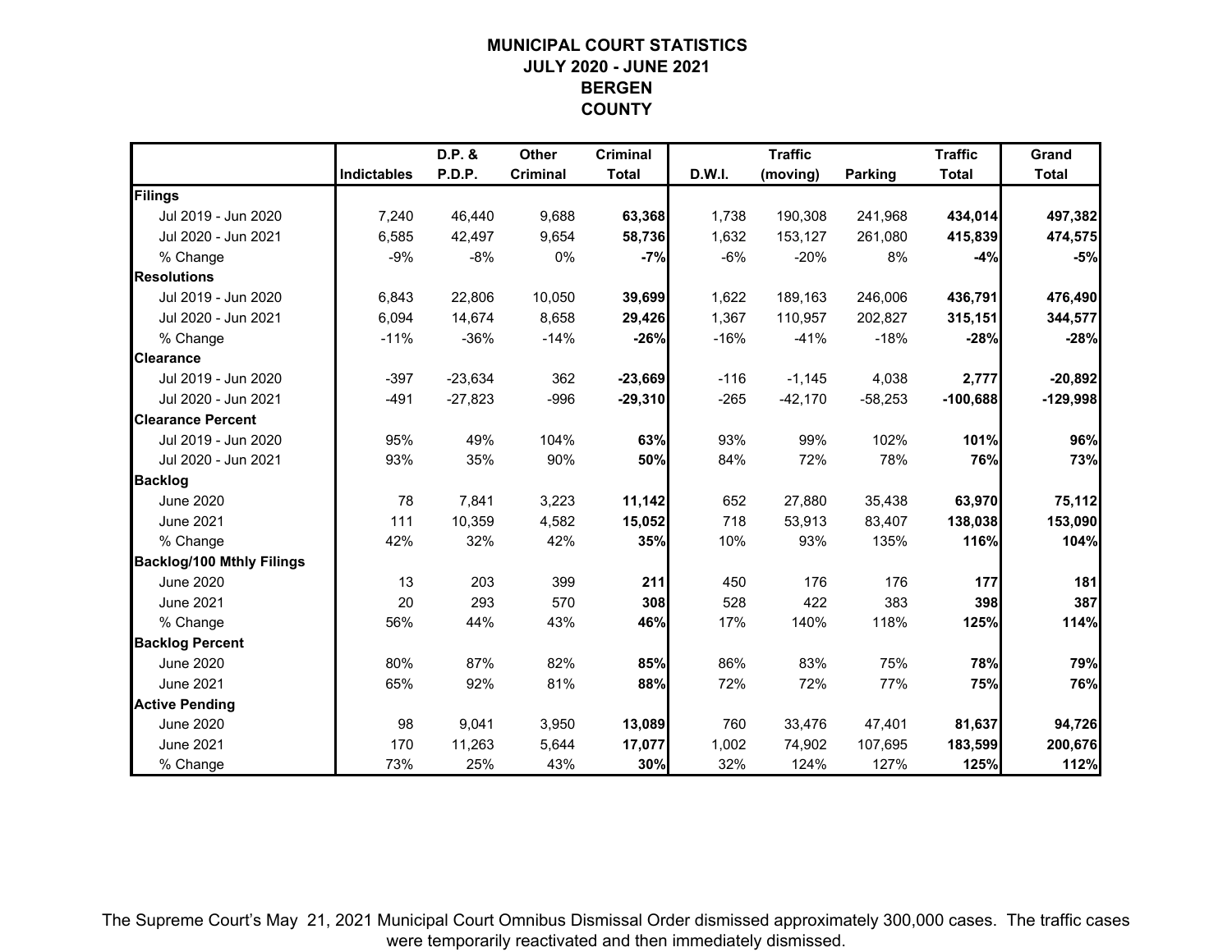# MUNICIPAL COURT STATISTICS
## JULY 2020 - JUNE 2021
## BERGEN COUNTY

| | Indictables | D.P. & P.D.P. | Other Criminal | Criminal Total | D.W.I. | Traffic (moving) | Parking | Traffic Total | Grand Total |
|---|---|---|---|---|---|---|---|---|---|
| **Filings** | | | | | | | | | |
| Jul 2019 - Jun 2020 | 7,240 | 46,440 | 9,688 | **63,368** | 1,738 | 190,308 | 241,968 | **434,014** | **497,382** |
| Jul 2020 - Jun 2021 | 6,585 | 42,497 | 9,654 | **58,736** | 1,632 | 153,127 | 261,080 | **415,839** | **474,575** |
| % Change | -9% | -8% | 0% | **-7%** | -6% | -20% | 8% | **-4%** | **-5%** |
| **Resolutions** | | | | | | | | | |
| Jul 2019 - Jun 2020 | 6,843 | 22,806 | 10,050 | **39,699** | 1,622 | 189,163 | 246,006 | **436,791** | **476,490** |
| Jul 2020 - Jun 2021 | 6,094 | 14,674 | 8,658 | **29,426** | 1,367 | 110,957 | 202,827 | **315,151** | **344,577** |
| % Change | -11% | -36% | -14% | **-26%** | -16% | -41% | -18% | **-28%** | **-28%** |
| **Clearance** | | | | | | | | | |
| Jul 2019 - Jun 2020 | -397 | -23,634 | 362 | **-23,669** | -116 | -1,145 | 4,038 | **2,777** | **-20,892** |
| Jul 2020 - Jun 2021 | -491 | -27,823 | -996 | **-29,310** | -265 | -42,170 | -58,253 | **-100,688** | **-129,998** |
| **Clearance Percent** | | | | | | | | | |
| Jul 2019 - Jun 2020 | 95% | 49% | 104% | **63%** | 93% | 99% | 102% | **101%** | **96%** |
| Jul 2020 - Jun 2021 | 93% | 35% | 90% | **50%** | 84% | 72% | 78% | **76%** | **73%** |
| **Backlog** | | | | | | | | | |
| June 2020 | 78 | 7,841 | 3,223 | **11,142** | 652 | 27,880 | 35,438 | **63,970** | **75,112** |
| June 2021 | 111 | 10,359 | 4,582 | **15,052** | 718 | 53,913 | 83,407 | **138,038** | **153,090** |
| % Change | 42% | 32% | 42% | **35%** | 10% | 93% | 135% | **116%** | **104%** |
| **Backlog/100 Mthly Filings** | | | | | | | | | |
| June 2020 | 13 | 203 | 399 | **211** | 450 | 176 | 176 | **177** | **181** |
| June 2021 | 20 | 293 | 570 | **308** | 528 | 422 | 383 | **398** | **387** |
| % Change | 56% | 44% | 43% | **46%** | 17% | 140% | 118% | **125%** | **114%** |
| **Backlog Percent** | | | | | | | | | |
| June 2020 | 80% | 87% | 82% | **85%** | 86% | 83% | 75% | **78%** | **79%** |
| June 2021 | 65% | 92% | 81% | **88%** | 72% | 72% | 77% | **75%** | **76%** |
| **Active Pending** | | | | | | | | | |
| June 2020 | 98 | 9,041 | 3,950 | **13,089** | 760 | 33,476 | 47,401 | **81,637** | **94,726** |
| June 2021 | 170 | 11,263 | 5,644 | **17,077** | 1,002 | 74,902 | 107,695 | **183,599** | **200,676** |
| % Change | 73% | 25% | 43% | **30%** | 32% | 124% | 127% | **125%** | **112%** |

The Supreme Court's May 21, 2021 Municipal Court Omnibus Dismissal Order dismissed approximately 300,000 cases. The traffic cases were temporarily reactivated and then immediately dismissed.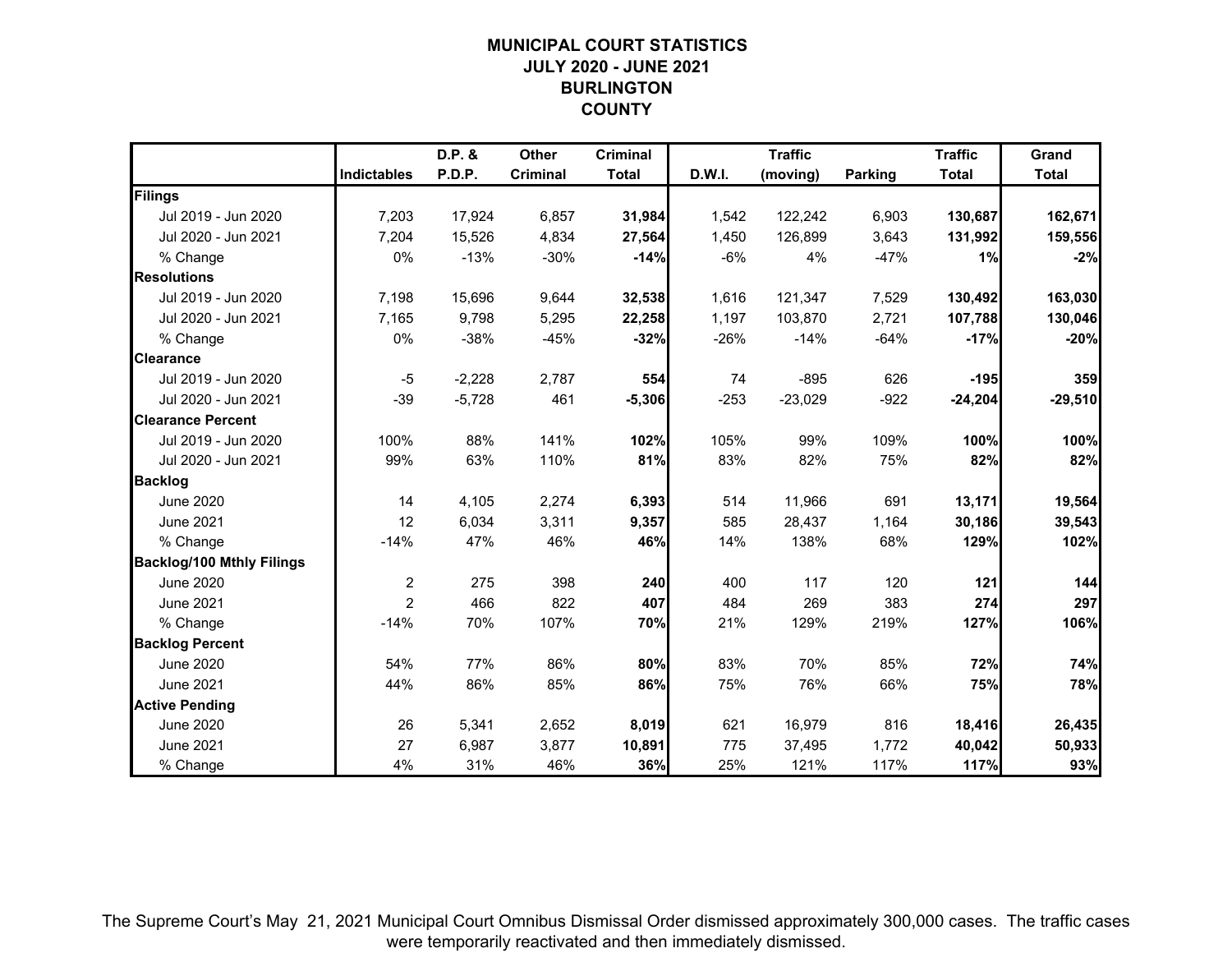# MUNICIPAL COURT STATISTICS
## JULY 2020 - JUNE 2021
## BURLINGTON COUNTY

| | Indictables | D.P. & P.D.P. | Other Criminal | Criminal Total | D.W.I. | Traffic (moving) | Parking | Traffic Total | Grand Total |
|---|---|---|---|---|---|---|---|---|---|
| **Filings** | | | | | | | | | |
| Jul 2019 - Jun 2020 | 7,203 | 17,924 | 6,857 | **31,984** | 1,542 | 122,242 | 6,903 | **130,687** | **162,671** |
| Jul 2020 - Jun 2021 | 7,204 | 15,526 | 4,834 | **27,564** | 1,450 | 126,899 | 3,643 | **131,992** | **159,556** |
| % Change | 0% | -13% | -30% | **-14%** | -6% | 4% | -47% | **1%** | **-2%** |
| **Resolutions** | | | | | | | | | |
| Jul 2019 - Jun 2020 | 7,198 | 15,696 | 9,644 | **32,538** | 1,616 | 121,347 | 7,529 | **130,492** | **163,030** |
| Jul 2020 - Jun 2021 | 7,165 | 9,798 | 5,295 | **22,258** | 1,197 | 103,870 | 2,721 | **107,788** | **130,046** |
| % Change | 0% | -38% | -45% | **-32%** | -26% | -14% | -64% | **-17%** | **-20%** |
| **Clearance** | | | | | | | | | |
| Jul 2019 - Jun 2020 | -5 | -2,228 | 2,787 | **554** | 74 | -895 | 626 | **-195** | **359** |
| Jul 2020 - Jun 2021 | -39 | -5,728 | 461 | **-5,306** | -253 | -23,029 | -922 | **-24,204** | **-29,510** |
| **Clearance Percent** | | | | | | | | | |
| Jul 2019 - Jun 2020 | 100% | 88% | 141% | **102%** | 105% | 99% | 109% | **100%** | **100%** |
| Jul 2020 - Jun 2021 | 99% | 63% | 110% | **81%** | 83% | 82% | 75% | **82%** | **82%** |
| **Backlog** | | | | | | | | | |
| June 2020 | 14 | 4,105 | 2,274 | **6,393** | 514 | 11,966 | 691 | **13,171** | **19,564** |
| June 2021 | 12 | 6,034 | 3,311 | **9,357** | 585 | 28,437 | 1,164 | **30,186** | **39,543** |
| % Change | -14% | 47% | 46% | **46%** | 14% | 138% | 68% | **129%** | **102%** |
| **Backlog/100 Mthly Filings** | | | | | | | | | |
| June 2020 | 2 | 275 | 398 | **240** | 400 | 117 | 120 | **121** | **144** |
| June 2021 | 2 | 466 | 822 | **407** | 484 | 269 | 383 | **274** | **297** |
| % Change | -14% | 70% | 107% | **70%** | 21% | 129% | 219% | **127%** | **106%** |
| **Backlog Percent** | | | | | | | | | |
| June 2020 | 54% | 77% | 86% | **80%** | 83% | 70% | 85% | **72%** | **74%** |
| June 2021 | 44% | 86% | 85% | **86%** | 75% | 76% | 66% | **75%** | **78%** |
| **Active Pending** | | | | | | | | | |
| June 2020 | 26 | 5,341 | 2,652 | **8,019** | 621 | 16,979 | 816 | **18,416** | **26,435** |
| June 2021 | 27 | 6,987 | 3,877 | **10,891** | 775 | 37,495 | 1,772 | **40,042** | **50,933** |
| % Change | 4% | 31% | 46% | **36%** | 25% | 121% | 117% | **117%** | **93%** |

The Supreme Court's May 21, 2021 Municipal Court Omnibus Dismissal Order dismissed approximately 300,000 cases. The traffic cases were temporarily reactivated and then immediately dismissed.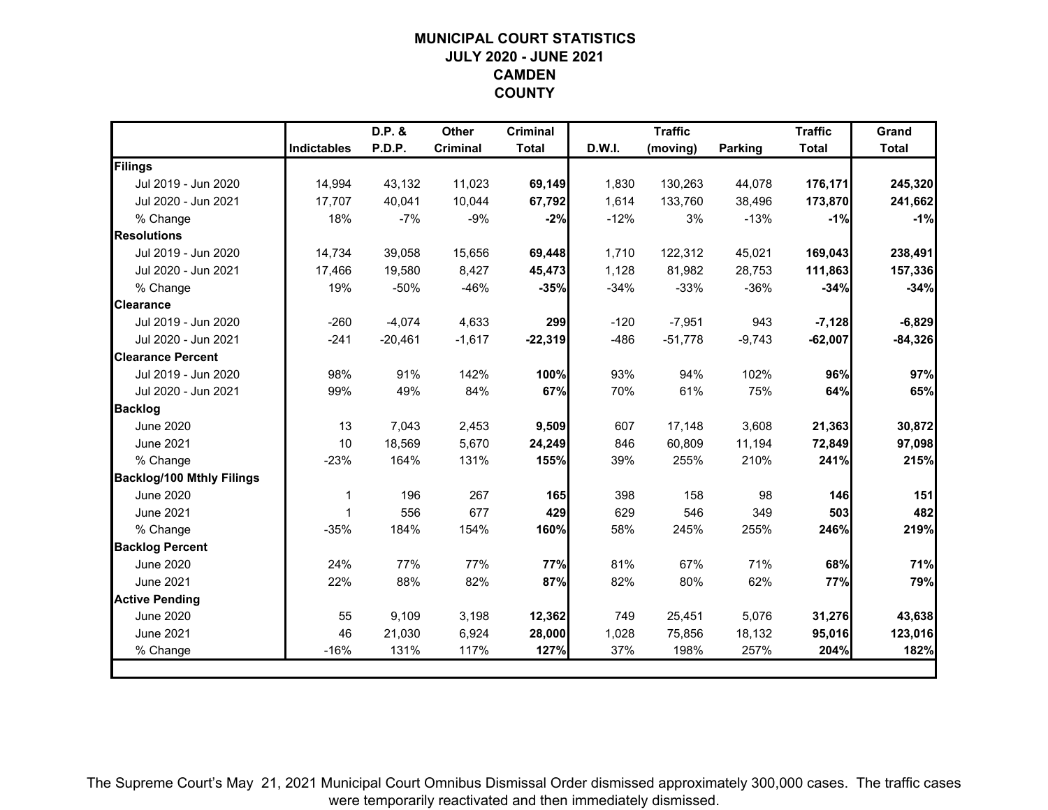# MUNICIPAL COURT STATISTICS
## JULY 2020 - JUNE 2021
## CAMDEN COUNTY

| | Indictables | D.P. & P.D.P. | Other Criminal | Criminal Total | D.W.I. | Traffic (moving) | Parking | Traffic Total | Grand Total |
|---|---|---|---|---|---|---|---|---|---|
| **Filings** | | | | | | | | | |
| Jul 2019 - Jun 2020 | 14,994 | 43,132 | 11,023 | **69,149** | 1,830 | 130,263 | 44,078 | **176,171** | **245,320** |
| Jul 2020 - Jun 2021 | 17,707 | 40,041 | 10,044 | **67,792** | 1,614 | 133,760 | 38,496 | **173,870** | **241,662** |
| % Change | 18% | -7% | -9% | **-2%** | -12% | 3% | -13% | **-1%** | **-1%** |
| **Resolutions** | | | | | | | | | |
| Jul 2019 - Jun 2020 | 14,734 | 39,058 | 15,656 | **69,448** | 1,710 | 122,312 | 45,021 | **169,043** | **238,491** |
| Jul 2020 - Jun 2021 | 17,466 | 19,580 | 8,427 | **45,473** | 1,128 | 81,982 | 28,753 | **111,863** | **157,336** |
| % Change | 19% | -50% | -46% | **-35%** | -34% | -33% | -36% | **-34%** | **-34%** |
| **Clearance** | | | | | | | | | |
| Jul 2019 - Jun 2020 | -260 | -4,074 | 4,633 | **299** | -120 | -7,951 | 943 | **-7,128** | **-6,829** |
| Jul 2020 - Jun 2021 | -241 | -20,461 | -1,617 | **-22,319** | -486 | -51,778 | -9,743 | **-62,007** | **-84,326** |
| **Clearance Percent** | | | | | | | | | |
| Jul 2019 - Jun 2020 | 98% | 91% | 142% | **100%** | 93% | 94% | 102% | **96%** | **97%** |
| Jul 2020 - Jun 2021 | 99% | 49% | 84% | **67%** | 70% | 61% | 75% | **64%** | **65%** |
| **Backlog** | | | | | | | | | |
| June 2020 | 13 | 7,043 | 2,453 | **9,509** | 607 | 17,148 | 3,608 | **21,363** | **30,872** |
| June 2021 | 10 | 18,569 | 5,670 | **24,249** | 846 | 60,809 | 11,194 | **72,849** | **97,098** |
| % Change | -23% | 164% | 131% | **155%** | 39% | 255% | 210% | **241%** | **215%** |
| **Backlog/100 Mthly Filings** | | | | | | | | | |
| June 2020 | 1 | 196 | 267 | **165** | 398 | 158 | 98 | **146** | **151** |
| June 2021 | 1 | 556 | 677 | **429** | 629 | 546 | 349 | **503** | **482** |
| % Change | -35% | 184% | 154% | **160%** | 58% | 245% | 255% | **246%** | **219%** |
| **Backlog Percent** | | | | | | | | | |
| June 2020 | 24% | 77% | 77% | **77%** | 81% | 67% | 71% | **68%** | **71%** |
| June 2021 | 22% | 88% | 82% | **87%** | 82% | 80% | 62% | **77%** | **79%** |
| **Active Pending** | | | | | | | | | |
| June 2020 | 55 | 9,109 | 3,198 | **12,362** | 749 | 25,451 | 5,076 | **31,276** | **43,638** |
| June 2021 | 46 | 21,030 | 6,924 | **28,000** | 1,028 | 75,856 | 18,132 | **95,016** | **123,016** |
| % Change | -16% | 131% | 117% | **127%** | 37% | 198% | 257% | **204%** | **182%** |

The Supreme Court's May 21, 2021 Municipal Court Omnibus Dismissal Order dismissed approximately 300,000 cases. The traffic cases were temporarily reactivated and then immediately dismissed.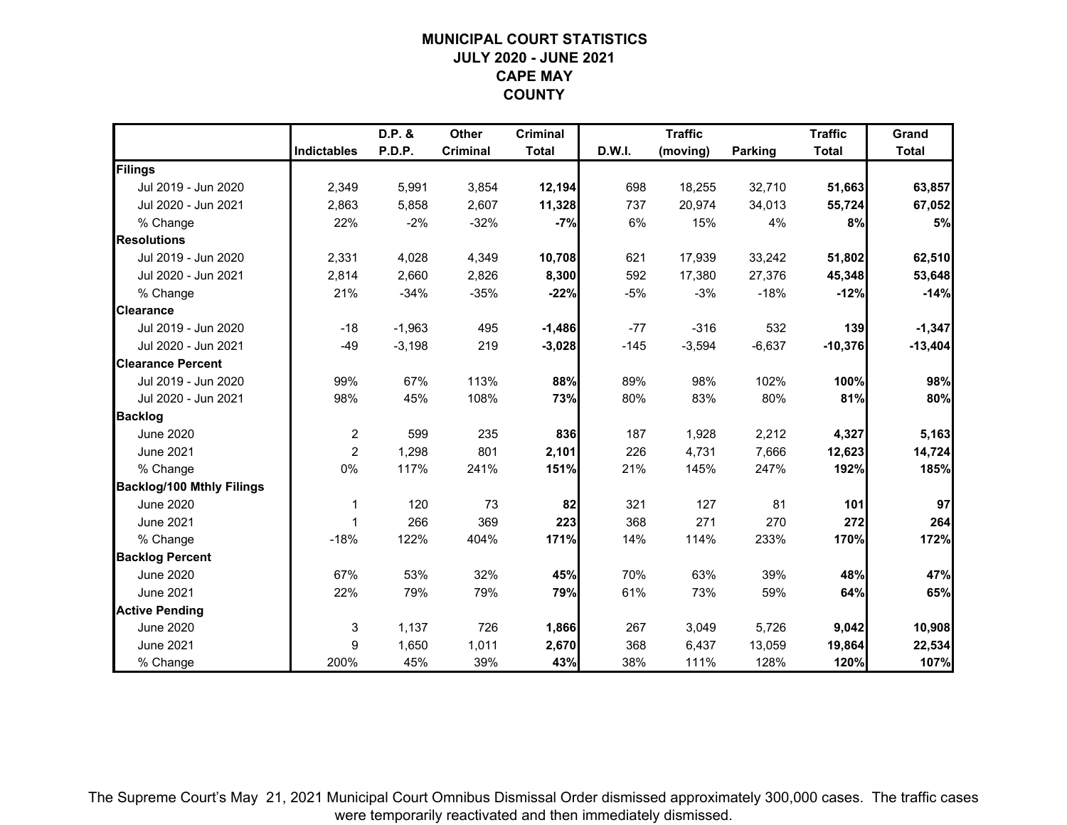# MUNICIPAL COURT STATISTICS
## JULY 2020 - JUNE 2021
## CAPE MAY COUNTY

| | Indictables | D.P. & P.D.P. | Other Criminal | Criminal Total | D.W.I. | Traffic (moving) | Parking | Traffic Total | Grand Total |
|---|---|---|---|---|---|---|---|---|---|
| **Filings** | | | | | | | | | |
| Jul 2019 - Jun 2020 | 2,349 | 5,991 | 3,854 | **12,194** | 698 | 18,255 | 32,710 | **51,663** | **63,857** |
| Jul 2020 - Jun 2021 | 2,863 | 5,858 | 2,607 | **11,328** | 737 | 20,974 | 34,013 | **55,724** | **67,052** |
| % Change | 22% | -2% | -32% | **-7%** | 6% | 15% | 4% | **8%** | **5%** |
| **Resolutions** | | | | | | | | | |
| Jul 2019 - Jun 2020 | 2,331 | 4,028 | 4,349 | **10,708** | 621 | 17,939 | 33,242 | **51,802** | **62,510** |
| Jul 2020 - Jun 2021 | 2,814 | 2,660 | 2,826 | **8,300** | 592 | 17,380 | 27,376 | **45,348** | **53,648** |
| % Change | 21% | -34% | -35% | **-22%** | -5% | -3% | -18% | **-12%** | **-14%** |
| **Clearance** | | | | | | | | | |
| Jul 2019 - Jun 2020 | -18 | -1,963 | 495 | **-1,486** | -77 | -316 | 532 | **139** | **-1,347** |
| Jul 2020 - Jun 2021 | -49 | -3,198 | 219 | **-3,028** | -145 | -3,594 | -6,637 | **-10,376** | **-13,404** |
| **Clearance Percent** | | | | | | | | | |
| Jul 2019 - Jun 2020 | 99% | 67% | 113% | **88%** | 89% | 98% | 102% | **100%** | **98%** |
| Jul 2020 - Jun 2021 | 98% | 45% | 108% | **73%** | 80% | 83% | 80% | **81%** | **80%** |
| **Backlog** | | | | | | | | | |
| June 2020 | 2 | 599 | 235 | **836** | 187 | 1,928 | 2,212 | **4,327** | **5,163** |
| June 2021 | 2 | 1,298 | 801 | **2,101** | 226 | 4,731 | 7,666 | **12,623** | **14,724** |
| % Change | 0% | 117% | 241% | **151%** | 21% | 145% | 247% | **192%** | **185%** |
| **Backlog/100 Mthly Filings** | | | | | | | | | |
| June 2020 | 1 | 120 | 73 | **82** | 321 | 127 | 81 | **101** | **97** |
| June 2021 | 1 | 266 | 369 | **223** | 368 | 271 | 270 | **272** | **264** |
| % Change | -18% | 122% | 404% | **171%** | 14% | 114% | 233% | **170%** | **172%** |
| **Backlog Percent** | | | | | | | | | |
| June 2020 | 67% | 53% | 32% | **45%** | 70% | 63% | 39% | **48%** | **47%** |
| June 2021 | 22% | 79% | 79% | **79%** | 61% | 73% | 59% | **64%** | **65%** |
| **Active Pending** | | | | | | | | | |
| June 2020 | 3 | 1,137 | 726 | **1,866** | 267 | 3,049 | 5,726 | **9,042** | **10,908** |
| June 2021 | 9 | 1,650 | 1,011 | **2,670** | 368 | 6,437 | 13,059 | **19,864** | **22,534** |
| % Change | 200% | 45% | 39% | **43%** | 38% | 111% | 128% | **120%** | **107%** |

The Supreme Court's May 21, 2021 Municipal Court Omnibus Dismissal Order dismissed approximately 300,000 cases. The traffic cases were temporarily reactivated and then immediately dismissed.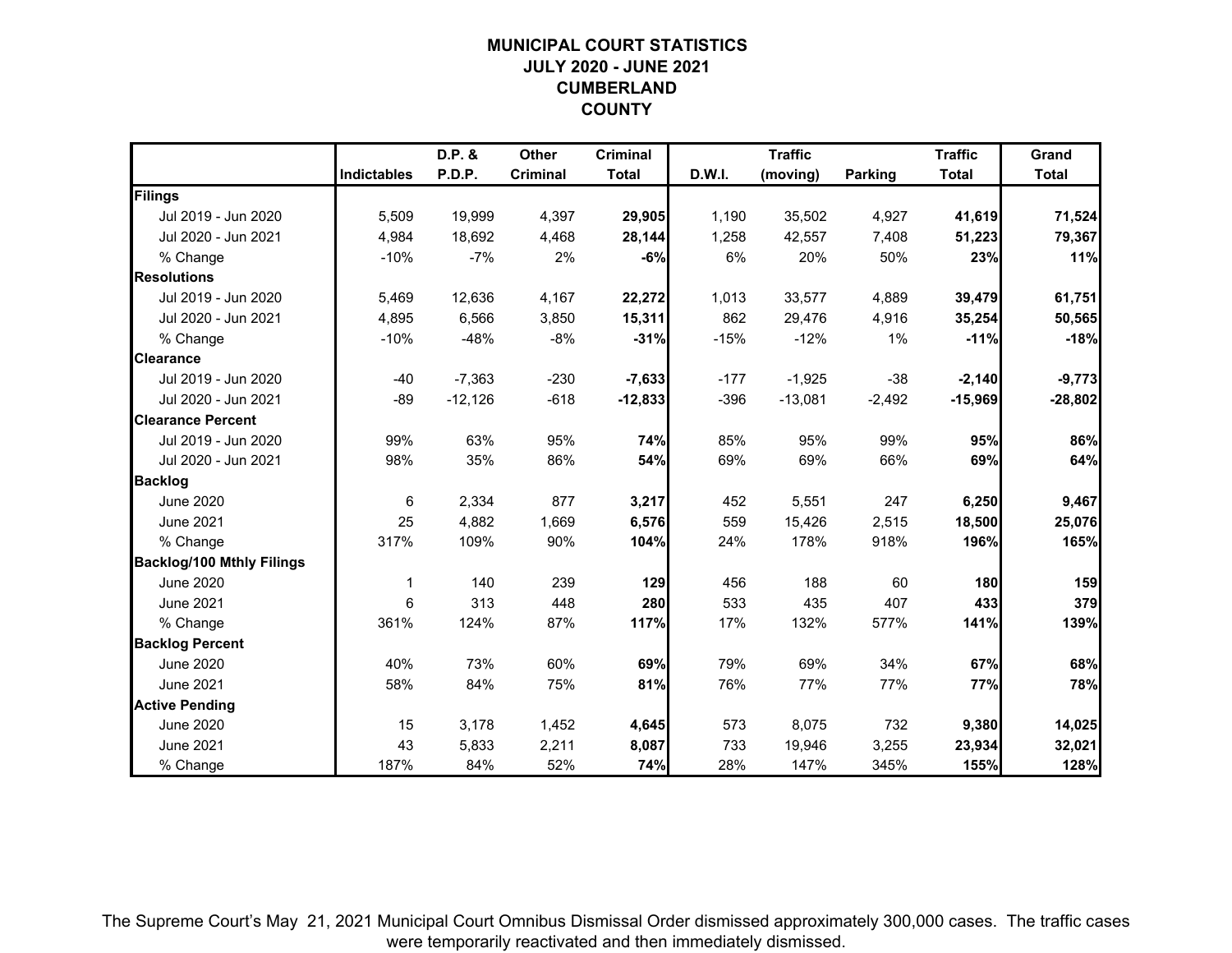# MUNICIPAL COURT STATISTICS
## JULY 2020 - JUNE 2021
## CUMBERLAND COUNTY

| | Indictables | D.P. & P.D.P. | Other Criminal | Criminal Total | D.W.I. | Traffic (moving) | Parking | Traffic Total | Grand Total |
|---|---|---|---|---|---|---|---|---|---|
| **Filings** | | | | | | | | | |
| Jul 2019 - Jun 2020 | 5,509 | 19,999 | 4,397 | **29,905** | 1,190 | 35,502 | 4,927 | **41,619** | **71,524** |
| Jul 2020 - Jun 2021 | 4,984 | 18,692 | 4,468 | **28,144** | 1,258 | 42,557 | 7,408 | **51,223** | **79,367** |
| % Change | -10% | -7% | 2% | **-6%** | 6% | 20% | 50% | **23%** | **11%** |
| **Resolutions** | | | | | | | | | |
| Jul 2019 - Jun 2020 | 5,469 | 12,636 | 4,167 | **22,272** | 1,013 | 33,577 | 4,889 | **39,479** | **61,751** |
| Jul 2020 - Jun 2021 | 4,895 | 6,566 | 3,850 | **15,311** | 862 | 29,476 | 4,916 | **35,254** | **50,565** |
| % Change | -10% | -48% | -8% | **-31%** | -15% | -12% | 1% | **-11%** | **-18%** |
| **Clearance** | | | | | | | | | |
| Jul 2019 - Jun 2020 | -40 | -7,363 | -230 | **-7,633** | -177 | -1,925 | -38 | **-2,140** | **-9,773** |
| Jul 2020 - Jun 2021 | -89 | -12,126 | -618 | **-12,833** | -396 | -13,081 | -2,492 | **-15,969** | **-28,802** |
| **Clearance Percent** | | | | | | | | | |
| Jul 2019 - Jun 2020 | 99% | 63% | 95% | **74%** | 85% | 95% | 99% | **95%** | **86%** |
| Jul 2020 - Jun 2021 | 98% | 35% | 86% | **54%** | 69% | 69% | 66% | **69%** | **64%** |
| **Backlog** | | | | | | | | | |
| June 2020 | 6 | 2,334 | 877 | **3,217** | 452 | 5,551 | 247 | **6,250** | **9,467** |
| June 2021 | 25 | 4,882 | 1,669 | **6,576** | 559 | 15,426 | 2,515 | **18,500** | **25,076** |
| % Change | 317% | 109% | 90% | **104%** | 24% | 178% | 918% | **196%** | **165%** |
| **Backlog/100 Mthly Filings** | | | | | | | | | |
| June 2020 | 1 | 140 | 239 | **129** | 456 | 188 | 60 | **180** | **159** |
| June 2021 | 6 | 313 | 448 | **280** | 533 | 435 | 407 | **433** | **379** |
| % Change | 361% | 124% | 87% | **117%** | 17% | 132% | 577% | **141%** | **139%** |
| **Backlog Percent** | | | | | | | | | |
| June 2020 | 40% | 73% | 60% | **69%** | 79% | 69% | 34% | **67%** | **68%** |
| June 2021 | 58% | 84% | 75% | **81%** | 76% | 77% | 77% | **77%** | **78%** |
| **Active Pending** | | | | | | | | | |
| June 2020 | 15 | 3,178 | 1,452 | **4,645** | 573 | 8,075 | 732 | **9,380** | **14,025** |
| June 2021 | 43 | 5,833 | 2,211 | **8,087** | 733 | 19,946 | 3,255 | **23,934** | **32,021** |
| % Change | 187% | 84% | 52% | **74%** | 28% | 147% | 345% | **155%** | **128%** |

The Supreme Court's May 21, 2021 Municipal Court Omnibus Dismissal Order dismissed approximately 300,000 cases. The traffic cases were temporarily reactivated and then immediately dismissed.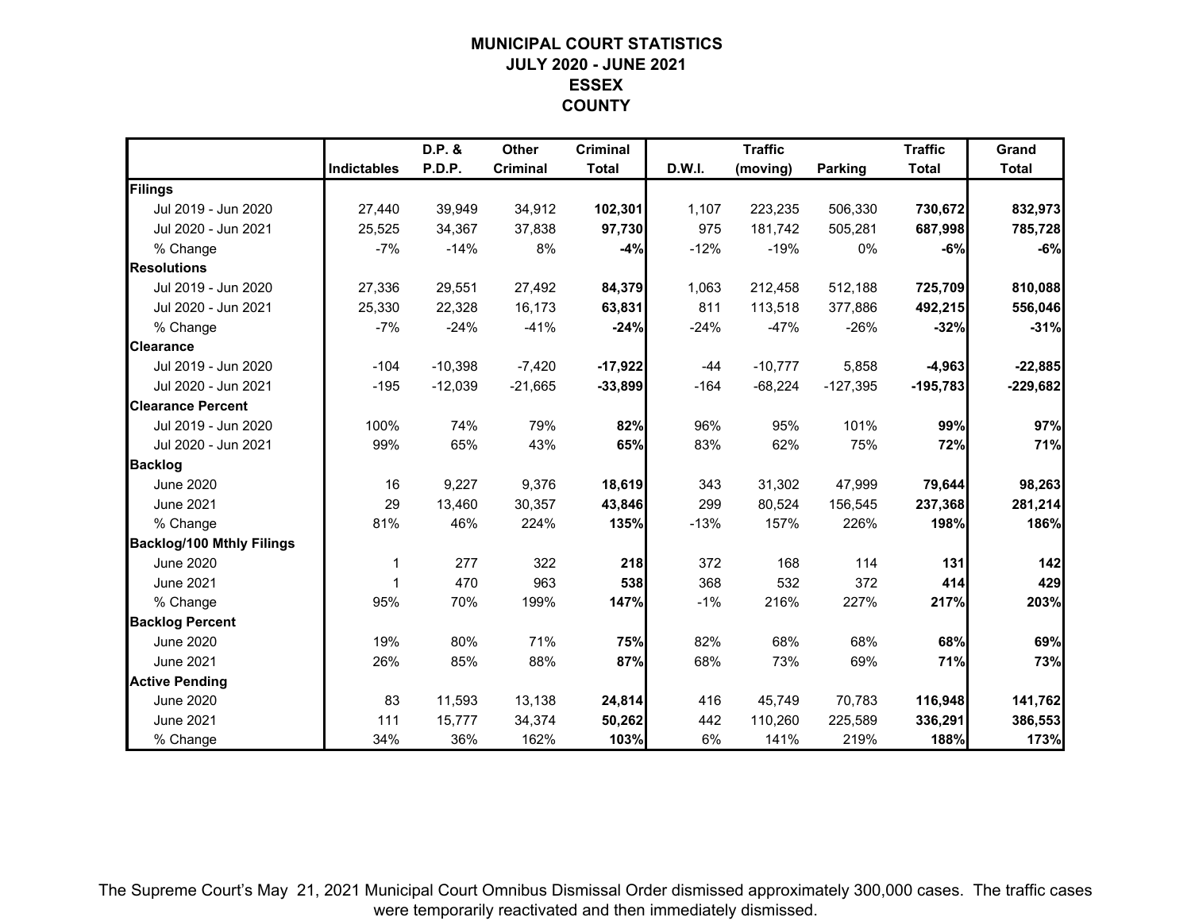# MUNICIPAL COURT STATISTICS
## JULY 2020 - JUNE 2021
## ESSEX COUNTY

| | Indictables | D.P. & P.D.P. | Other Criminal | Criminal Total | D.W.I. | Traffic (moving) | Parking | Traffic Total | Grand Total |
|---|---|---|---|---|---|---|---|---|---|
| **Filings** | | | | | | | | | |
| Jul 2019 - Jun 2020 | 27,440 | 39,949 | 34,912 | **102,301** | 1,107 | 223,235 | 506,330 | **730,672** | **832,973** |
| Jul 2020 - Jun 2021 | 25,525 | 34,367 | 37,838 | **97,730** | 975 | 181,742 | 505,281 | **687,998** | **785,728** |
| % Change | -7% | -14% | 8% | **-4%** | -12% | -19% | 0% | **-6%** | **-6%** |
| **Resolutions** | | | | | | | | | |
| Jul 2019 - Jun 2020 | 27,336 | 29,551 | 27,492 | **84,379** | 1,063 | 212,458 | 512,188 | **725,709** | **810,088** |
| Jul 2020 - Jun 2021 | 25,330 | 22,328 | 16,173 | **63,831** | 811 | 113,518 | 377,886 | **492,215** | **556,046** |
| % Change | -7% | -24% | -41% | **-24%** | -24% | -47% | -26% | **-32%** | **-31%** |
| **Clearance** | | | | | | | | | |
| Jul 2019 - Jun 2020 | -104 | -10,398 | -7,420 | **-17,922** | -44 | -10,777 | 5,858 | **-4,963** | **-22,885** |
| Jul 2020 - Jun 2021 | -195 | -12,039 | -21,665 | **-33,899** | -164 | -68,224 | -127,395 | **-195,783** | **-229,682** |
| **Clearance Percent** | | | | | | | | | |
| Jul 2019 - Jun 2020 | 100% | 74% | 79% | **82%** | 96% | 95% | 101% | **99%** | **97%** |
| Jul 2020 - Jun 2021 | 99% | 65% | 43% | **65%** | 83% | 62% | 75% | **72%** | **71%** |
| **Backlog** | | | | | | | | | |
| June 2020 | 16 | 9,227 | 9,376 | **18,619** | 343 | 31,302 | 47,999 | **79,644** | **98,263** |
| June 2021 | 29 | 13,460 | 30,357 | **43,846** | 299 | 80,524 | 156,545 | **237,368** | **281,214** |
| % Change | 81% | 46% | 224% | **135%** | -13% | 157% | 226% | **198%** | **186%** |
| **Backlog/100 Mthly Filings** | | | | | | | | | |
| June 2020 | 1 | 277 | 322 | **218** | 372 | 168 | 114 | **131** | **142** |
| June 2021 | 1 | 470 | 963 | **538** | 368 | 532 | 372 | **414** | **429** |
| % Change | 95% | 70% | 199% | **147%** | -1% | 216% | 227% | **217%** | **203%** |
| **Backlog Percent** | | | | | | | | | |
| June 2020 | 19% | 80% | 71% | **75%** | 82% | 68% | 68% | **68%** | **69%** |
| June 2021 | 26% | 85% | 88% | **87%** | 68% | 73% | 69% | **71%** | **73%** |
| **Active Pending** | | | | | | | | | |
| June 2020 | 83 | 11,593 | 13,138 | **24,814** | 416 | 45,749 | 70,783 | **116,948** | **141,762** |
| June 2021 | 111 | 15,777 | 34,374 | **50,262** | 442 | 110,260 | 225,589 | **336,291** | **386,553** |
| % Change | 34% | 36% | 162% | **103%** | 6% | 141% | 219% | **188%** | **173%** |

The Supreme Court's May 21, 2021 Municipal Court Omnibus Dismissal Order dismissed approximately 300,000 cases. The traffic cases were temporarily reactivated and then immediately dismissed.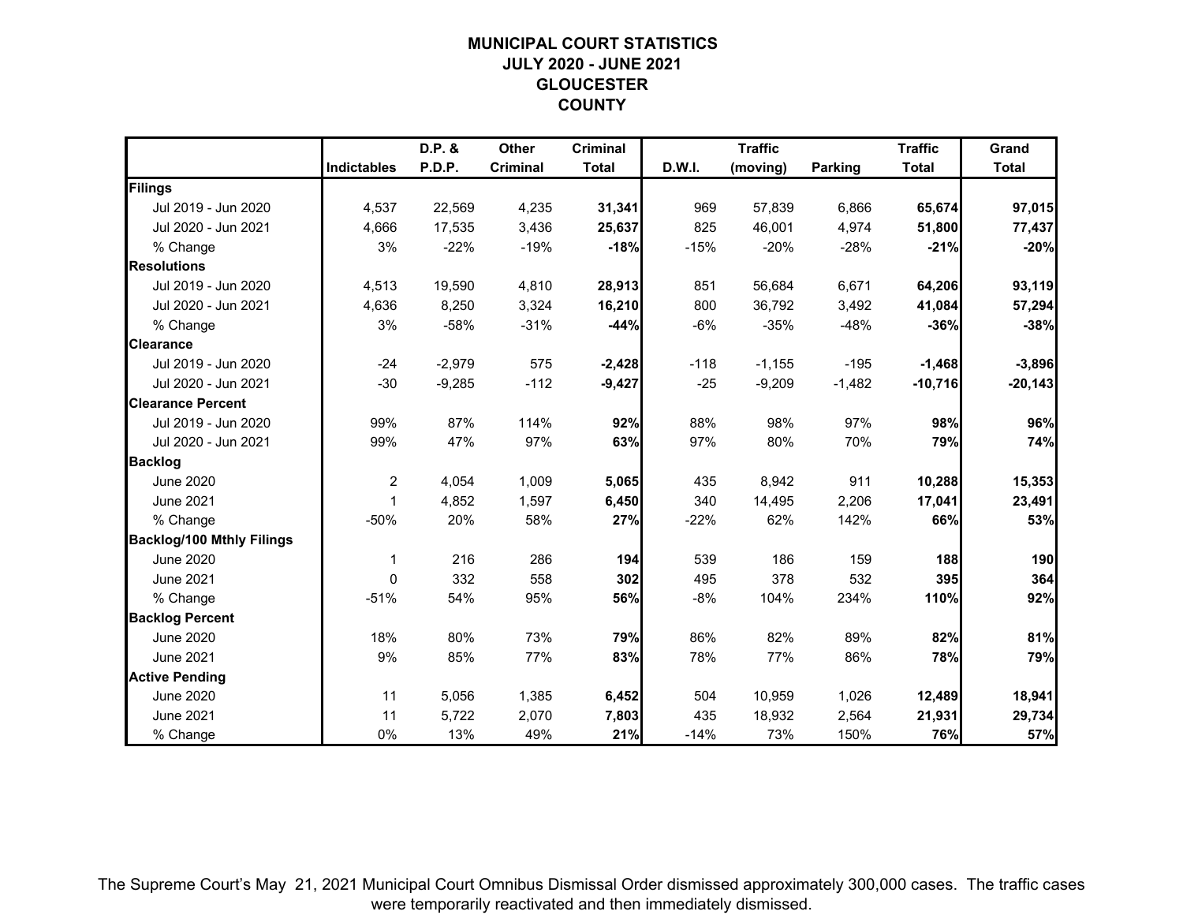# MUNICIPAL COURT STATISTICS
## JULY 2020 - JUNE 2021
## GLOUCESTER
## COUNTY

| | Indictables | D.P. & P.D.P. | Other Criminal | Criminal Total | D.W.I. | Traffic (moving) | Parking | Traffic Total | Grand Total |
|---|---|---|---|---|---|---|---|---|---|
| **Filings** | | | | | | | | | |
| Jul 2019 - Jun 2020 | 4,537 | 22,569 | 4,235 | **31,341** | 969 | 57,839 | 6,866 | **65,674** | **97,015** |
| Jul 2020 - Jun 2021 | 4,666 | 17,535 | 3,436 | **25,637** | 825 | 46,001 | 4,974 | **51,800** | **77,437** |
| % Change | 3% | -22% | -19% | **-18%** | -15% | -20% | -28% | **-21%** | **-20%** |
| **Resolutions** | | | | | | | | | |
| Jul 2019 - Jun 2020 | 4,513 | 19,590 | 4,810 | **28,913** | 851 | 56,684 | 6,671 | **64,206** | **93,119** |
| Jul 2020 - Jun 2021 | 4,636 | 8,250 | 3,324 | **16,210** | 800 | 36,792 | 3,492 | **41,084** | **57,294** |
| % Change | 3% | -58% | -31% | **-44%** | -6% | -35% | -48% | **-36%** | **-38%** |
| **Clearance** | | | | | | | | | |
| Jul 2019 - Jun 2020 | -24 | -2,979 | 575 | **-2,428** | -118 | -1,155 | -195 | **-1,468** | **-3,896** |
| Jul 2020 - Jun 2021 | -30 | -9,285 | -112 | **-9,427** | -25 | -9,209 | -1,482 | **-10,716** | **-20,143** |
| **Clearance Percent** | | | | | | | | | |
| Jul 2019 - Jun 2020 | 99% | 87% | 114% | **92%** | 88% | 98% | 97% | **98%** | **96%** |
| Jul 2020 - Jun 2021 | 99% | 47% | 97% | **63%** | 97% | 80% | 70% | **79%** | **74%** |
| **Backlog** | | | | | | | | | |
| June 2020 | 2 | 4,054 | 1,009 | **5,065** | 435 | 8,942 | 911 | **10,288** | **15,353** |
| June 2021 | 1 | 4,852 | 1,597 | **6,450** | 340 | 14,495 | 2,206 | **17,041** | **23,491** |
| % Change | -50% | 20% | 58% | **27%** | -22% | 62% | 142% | **66%** | **53%** |
| **Backlog/100 Mthly Filings** | | | | | | | | | |
| June 2020 | 1 | 216 | 286 | **194** | 539 | 186 | 159 | **188** | **190** |
| June 2021 | 0 | 332 | 558 | **302** | 495 | 378 | 532 | **395** | **364** |
| % Change | -51% | 54% | 95% | **56%** | -8% | 104% | 234% | **110%** | **92%** |
| **Backlog Percent** | | | | | | | | | |
| June 2020 | 18% | 80% | 73% | **79%** | 86% | 82% | 89% | **82%** | **81%** |
| June 2021 | 9% | 85% | 77% | **83%** | 78% | 77% | 86% | **78%** | **79%** |
| **Active Pending** | | | | | | | | | |
| June 2020 | 11 | 5,056 | 1,385 | **6,452** | 504 | 10,959 | 1,026 | **12,489** | **18,941** |
| June 2021 | 11 | 5,722 | 2,070 | **7,803** | 435 | 18,932 | 2,564 | **21,931** | **29,734** |
| % Change | 0% | 13% | 49% | **21%** | -14% | 73% | 150% | **76%** | **57%** |

The Supreme Court's May 21, 2021 Municipal Court Omnibus Dismissal Order dismissed approximately 300,000 cases. The traffic cases were temporarily reactivated and then immediately dismissed.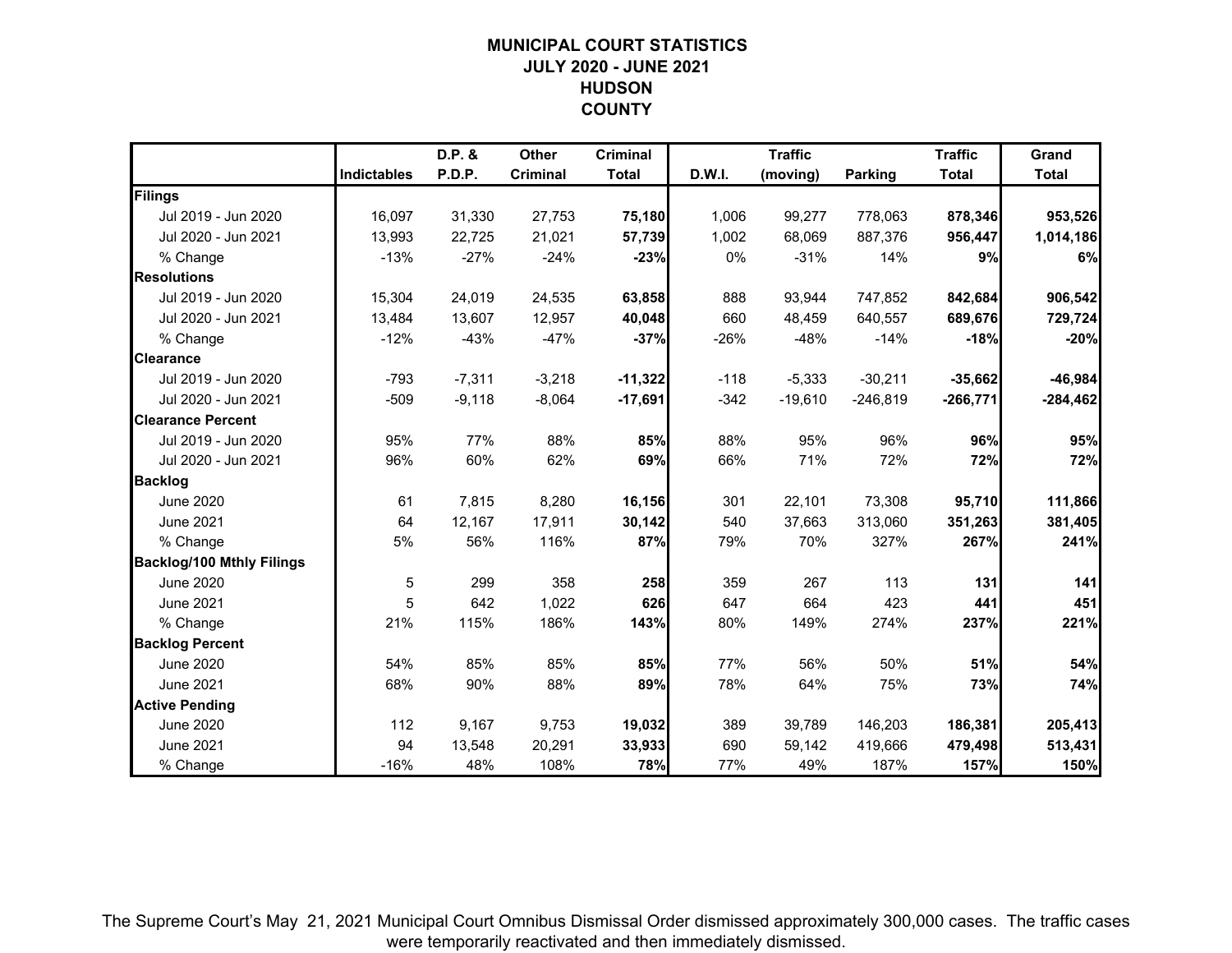# MUNICIPAL COURT STATISTICS
## JULY 2020 - JUNE 2021
## HUDSON COUNTY

| | Indictables | D.P. & P.D.P. | Other Criminal | Criminal Total | D.W.I. | Traffic (moving) | Parking | Traffic Total | Grand Total |
|---|---|---|---|---|---|---|---|---|---|
| **Filings** | | | | | | | | | |
| Jul 2019 - Jun 2020 | 16,097 | 31,330 | 27,753 | **75,180** | 1,006 | 99,277 | 778,063 | **878,346** | **953,526** |
| Jul 2020 - Jun 2021 | 13,993 | 22,725 | 21,021 | **57,739** | 1,002 | 68,069 | 887,376 | **956,447** | **1,014,186** |
| % Change | -13% | -27% | -24% | **-23%** | 0% | -31% | 14% | **9%** | **6%** |
| **Resolutions** | | | | | | | | | |
| Jul 2019 - Jun 2020 | 15,304 | 24,019 | 24,535 | **63,858** | 888 | 93,944 | 747,852 | **842,684** | **906,542** |
| Jul 2020 - Jun 2021 | 13,484 | 13,607 | 12,957 | **40,048** | 660 | 48,459 | 640,557 | **689,676** | **729,724** |
| % Change | -12% | -43% | -47% | **-37%** | -26% | -48% | -14% | **-18%** | **-20%** |
| **Clearance** | | | | | | | | | |
| Jul 2019 - Jun 2020 | -793 | -7,311 | -3,218 | **-11,322** | -118 | -5,333 | -30,211 | **-35,662** | **-46,984** |
| Jul 2020 - Jun 2021 | -509 | -9,118 | -8,064 | **-17,691** | -342 | -19,610 | -246,819 | **-266,771** | **-284,462** |
| **Clearance Percent** | | | | | | | | | |
| Jul 2019 - Jun 2020 | 95% | 77% | 88% | **85%** | 88% | 95% | 96% | **96%** | **95%** |
| Jul 2020 - Jun 2021 | 96% | 60% | 62% | **69%** | 66% | 71% | 72% | **72%** | **72%** |
| **Backlog** | | | | | | | | | |
| June 2020 | 61 | 7,815 | 8,280 | **16,156** | 301 | 22,101 | 73,308 | **95,710** | **111,866** |
| June 2021 | 64 | 12,167 | 17,911 | **30,142** | 540 | 37,663 | 313,060 | **351,263** | **381,405** |
| % Change | 5% | 56% | 116% | **87%** | 79% | 70% | 327% | **267%** | **241%** |
| **Backlog/100 Mthly Filings** | | | | | | | | | |
| June 2020 | 5 | 299 | 358 | **258** | 359 | 267 | 113 | **131** | **141** |
| June 2021 | 5 | 642 | 1,022 | **626** | 647 | 664 | 423 | **441** | **451** |
| % Change | 21% | 115% | 186% | **143%** | 80% | 149% | 274% | **237%** | **221%** |
| **Backlog Percent** | | | | | | | | | |
| June 2020 | 54% | 85% | 85% | **85%** | 77% | 56% | 50% | **51%** | **54%** |
| June 2021 | 68% | 90% | 88% | **89%** | 78% | 64% | 75% | **73%** | **74%** |
| **Active Pending** | | | | | | | | | |
| June 2020 | 112 | 9,167 | 9,753 | **19,032** | 389 | 39,789 | 146,203 | **186,381** | **205,413** |
| June 2021 | 94 | 13,548 | 20,291 | **33,933** | 690 | 59,142 | 419,666 | **479,498** | **513,431** |
| % Change | -16% | 48% | 108% | **78%** | 77% | 49% | 187% | **157%** | **150%** |

The Supreme Court's May 21, 2021 Municipal Court Omnibus Dismissal Order dismissed approximately 300,000 cases. The traffic cases were temporarily reactivated and then immediately dismissed.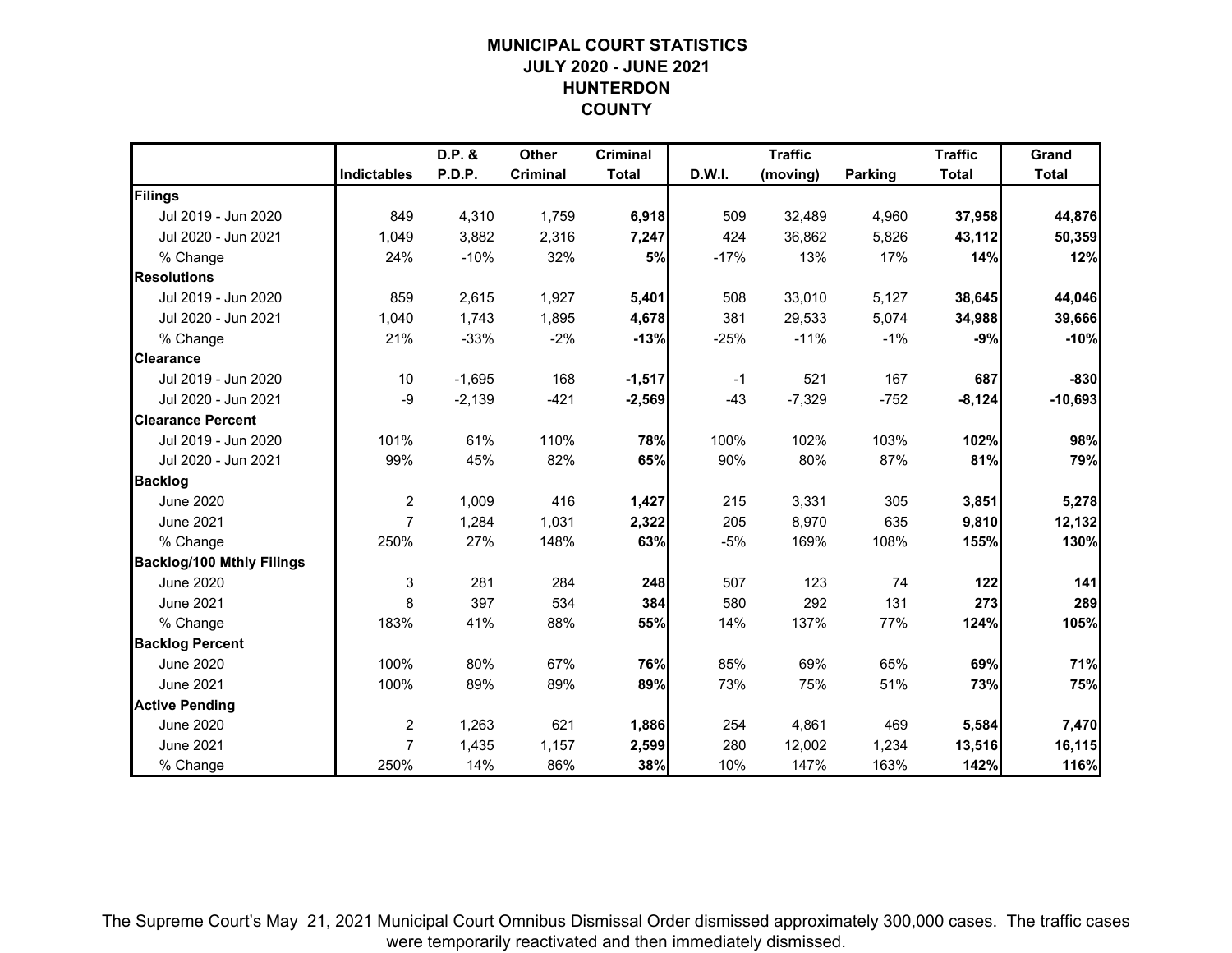# MUNICIPAL COURT STATISTICS
## JULY 2020 - JUNE 2021
## HUNTERDON COUNTY

| | Indictables | D.P. & P.D.P. | Other Criminal | Criminal Total | D.W.I. | Traffic (moving) | Parking | Traffic Total | Grand Total |
|---|---|---|---|---|---|---|---|---|---|
| **Filings** | | | | | | | | | |
| Jul 2019 - Jun 2020 | 849 | 4,310 | 1,759 | **6,918** | 509 | 32,489 | 4,960 | **37,958** | **44,876** |
| Jul 2020 - Jun 2021 | 1,049 | 3,882 | 2,316 | **7,247** | 424 | 36,862 | 5,826 | **43,112** | **50,359** |
| % Change | 24% | -10% | 32% | **5%** | -17% | 13% | 17% | **14%** | **12%** |
| **Resolutions** | | | | | | | | | |
| Jul 2019 - Jun 2020 | 859 | 2,615 | 1,927 | **5,401** | 508 | 33,010 | 5,127 | **38,645** | **44,046** |
| Jul 2020 - Jun 2021 | 1,040 | 1,743 | 1,895 | **4,678** | 381 | 29,533 | 5,074 | **34,988** | **39,666** |
| % Change | 21% | -33% | -2% | **-13%** | -25% | -11% | -1% | **-9%** | **-10%** |
| **Clearance** | | | | | | | | | |
| Jul 2019 - Jun 2020 | 10 | -1,695 | 168 | **-1,517** | -1 | 521 | 167 | **687** | **-830** |
| Jul 2020 - Jun 2021 | -9 | -2,139 | -421 | **-2,569** | -43 | -7,329 | -752 | **-8,124** | **-10,693** |
| **Clearance Percent** | | | | | | | | | |
| Jul 2019 - Jun 2020 | 101% | 61% | 110% | **78%** | 100% | 102% | 103% | **102%** | **98%** |
| Jul 2020 - Jun 2021 | 99% | 45% | 82% | **65%** | 90% | 80% | 87% | **81%** | **79%** |
| **Backlog** | | | | | | | | | |
| June 2020 | 2 | 1,009 | 416 | **1,427** | 215 | 3,331 | 305 | **3,851** | **5,278** |
| June 2021 | 7 | 1,284 | 1,031 | **2,322** | 205 | 8,970 | 635 | **9,810** | **12,132** |
| % Change | 250% | 27% | 148% | **63%** | -5% | 169% | 108% | **155%** | **130%** |
| **Backlog/100 Mthly Filings** | | | | | | | | | |
| June 2020 | 3 | 281 | 284 | **248** | 507 | 123 | 74 | **122** | **141** |
| June 2021 | 8 | 397 | 534 | **384** | 580 | 292 | 131 | **273** | **289** |
| % Change | 183% | 41% | 88% | **55%** | 14% | 137% | 77% | **124%** | **105%** |
| **Backlog Percent** | | | | | | | | | |
| June 2020 | 100% | 80% | 67% | **76%** | 85% | 69% | 65% | **69%** | **71%** |
| June 2021 | 100% | 89% | 89% | **89%** | 73% | 75% | 51% | **73%** | **75%** |
| **Active Pending** | | | | | | | | | |
| June 2020 | 2 | 1,263 | 621 | **1,886** | 254 | 4,861 | 469 | **5,584** | **7,470** |
| June 2021 | 7 | 1,435 | 1,157 | **2,599** | 280 | 12,002 | 1,234 | **13,516** | **16,115** |
| % Change | 250% | 14% | 86% | **38%** | 10% | 147% | 163% | **142%** | **116%** |

The Supreme Court's May 21, 2021 Municipal Court Omnibus Dismissal Order dismissed approximately 300,000 cases. The traffic cases were temporarily reactivated and then immediately dismissed.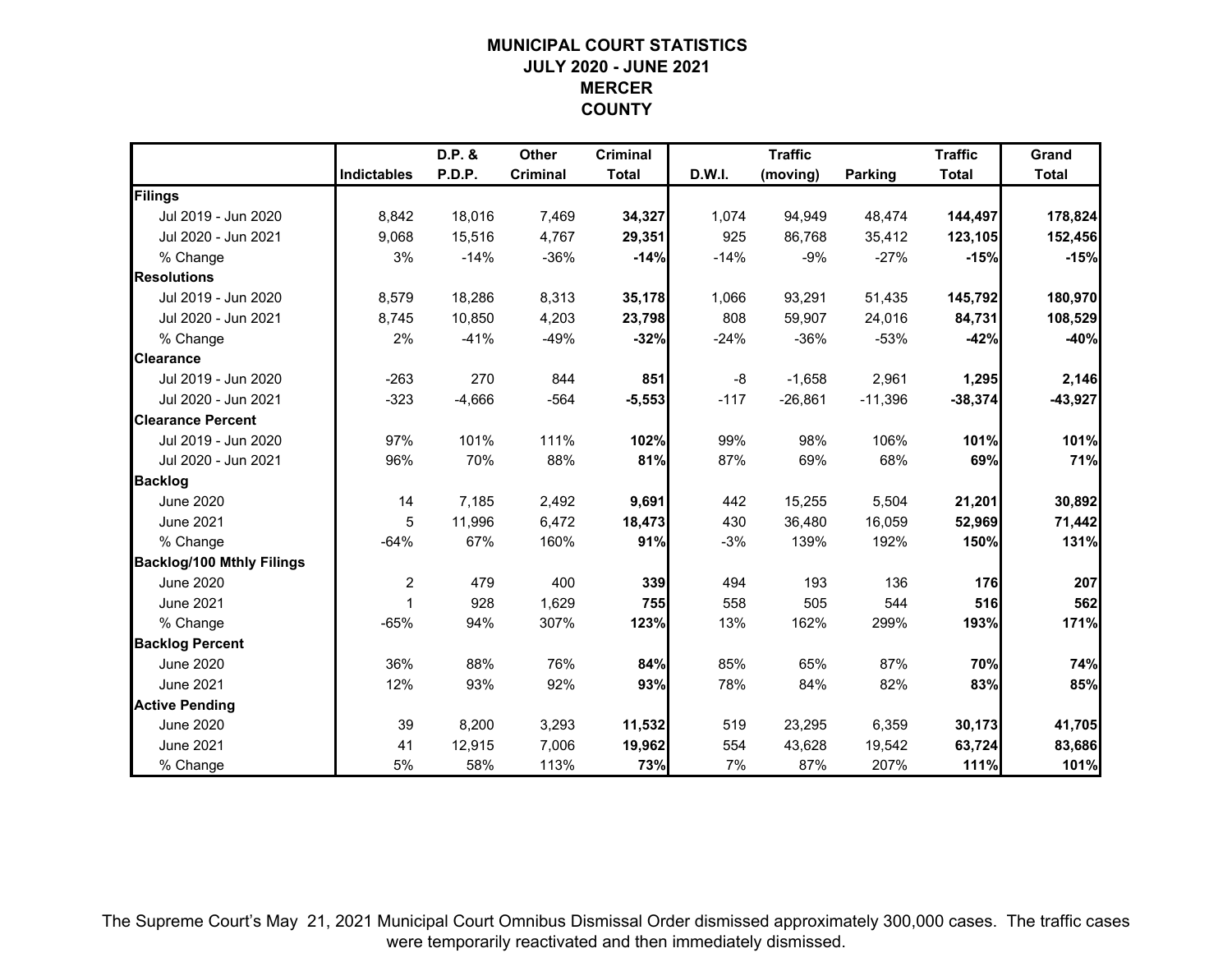# MUNICIPAL COURT STATISTICS
## JULY 2020 - JUNE 2021
## MERCER COUNTY

| | Indictables | D.P. & P.D.P. | Other Criminal | Criminal Total | D.W.I. | Traffic (moving) | Parking | Traffic Total | Grand Total |
|---|---|---|---|---|---|---|---|---|---|
| **Filings** | | | | | | | | | |
| Jul 2019 - Jun 2020 | 8,842 | 18,016 | 7,469 | **34,327** | 1,074 | 94,949 | 48,474 | **144,497** | **178,824** |
| Jul 2020 - Jun 2021 | 9,068 | 15,516 | 4,767 | **29,351** | 925 | 86,768 | 35,412 | **123,105** | **152,456** |
| % Change | 3% | -14% | -36% | **-14%** | -14% | -9% | -27% | **-15%** | **-15%** |
| **Resolutions** | | | | | | | | | |
| Jul 2019 - Jun 2020 | 8,579 | 18,286 | 8,313 | **35,178** | 1,066 | 93,291 | 51,435 | **145,792** | **180,970** |
| Jul 2020 - Jun 2021 | 8,745 | 10,850 | 4,203 | **23,798** | 808 | 59,907 | 24,016 | **84,731** | **108,529** |
| % Change | 2% | -41% | -49% | **-32%** | -24% | -36% | -53% | **-42%** | **-40%** |
| **Clearance** | | | | | | | | | |
| Jul 2019 - Jun 2020 | -263 | 270 | 844 | **851** | -8 | -1,658 | 2,961 | **1,295** | **2,146** |
| Jul 2020 - Jun 2021 | -323 | -4,666 | -564 | **-5,553** | -117 | -26,861 | -11,396 | **-38,374** | **-43,927** |
| **Clearance Percent** | | | | | | | | | |
| Jul 2019 - Jun 2020 | 97% | 101% | 111% | **102%** | 99% | 98% | 106% | **101%** | **101%** |
| Jul 2020 - Jun 2021 | 96% | 70% | 88% | **81%** | 87% | 69% | 68% | **69%** | **71%** |
| **Backlog** | | | | | | | | | |
| June 2020 | 14 | 7,185 | 2,492 | **9,691** | 442 | 15,255 | 5,504 | **21,201** | **30,892** |
| June 2021 | 5 | 11,996 | 6,472 | **18,473** | 430 | 36,480 | 16,059 | **52,969** | **71,442** |
| % Change | -64% | 67% | 160% | **91%** | -3% | 139% | 192% | **150%** | **131%** |
| **Backlog/100 Mthly Filings** | | | | | | | | | |
| June 2020 | 2 | 479 | 400 | **339** | 494 | 193 | 136 | **176** | **207** |
| June 2021 | 1 | 928 | 1,629 | **755** | 558 | 505 | 544 | **516** | **562** |
| % Change | -65% | 94% | 307% | **123%** | 13% | 162% | 299% | **193%** | **171%** |
| **Backlog Percent** | | | | | | | | | |
| June 2020 | 36% | 88% | 76% | **84%** | 85% | 65% | 87% | **70%** | **74%** |
| June 2021 | 12% | 93% | 92% | **93%** | 78% | 84% | 82% | **83%** | **85%** |
| **Active Pending** | | | | | | | | | |
| June 2020 | 39 | 8,200 | 3,293 | **11,532** | 519 | 23,295 | 6,359 | **30,173** | **41,705** |
| June 2021 | 41 | 12,915 | 7,006 | **19,962** | 554 | 43,628 | 19,542 | **63,724** | **83,686** |
| % Change | 5% | 58% | 113% | **73%** | 7% | 87% | 207% | **111%** | **101%** |

The Supreme Court's May 21, 2021 Municipal Court Omnibus Dismissal Order dismissed approximately 300,000 cases. The traffic cases were temporarily reactivated and then immediately dismissed.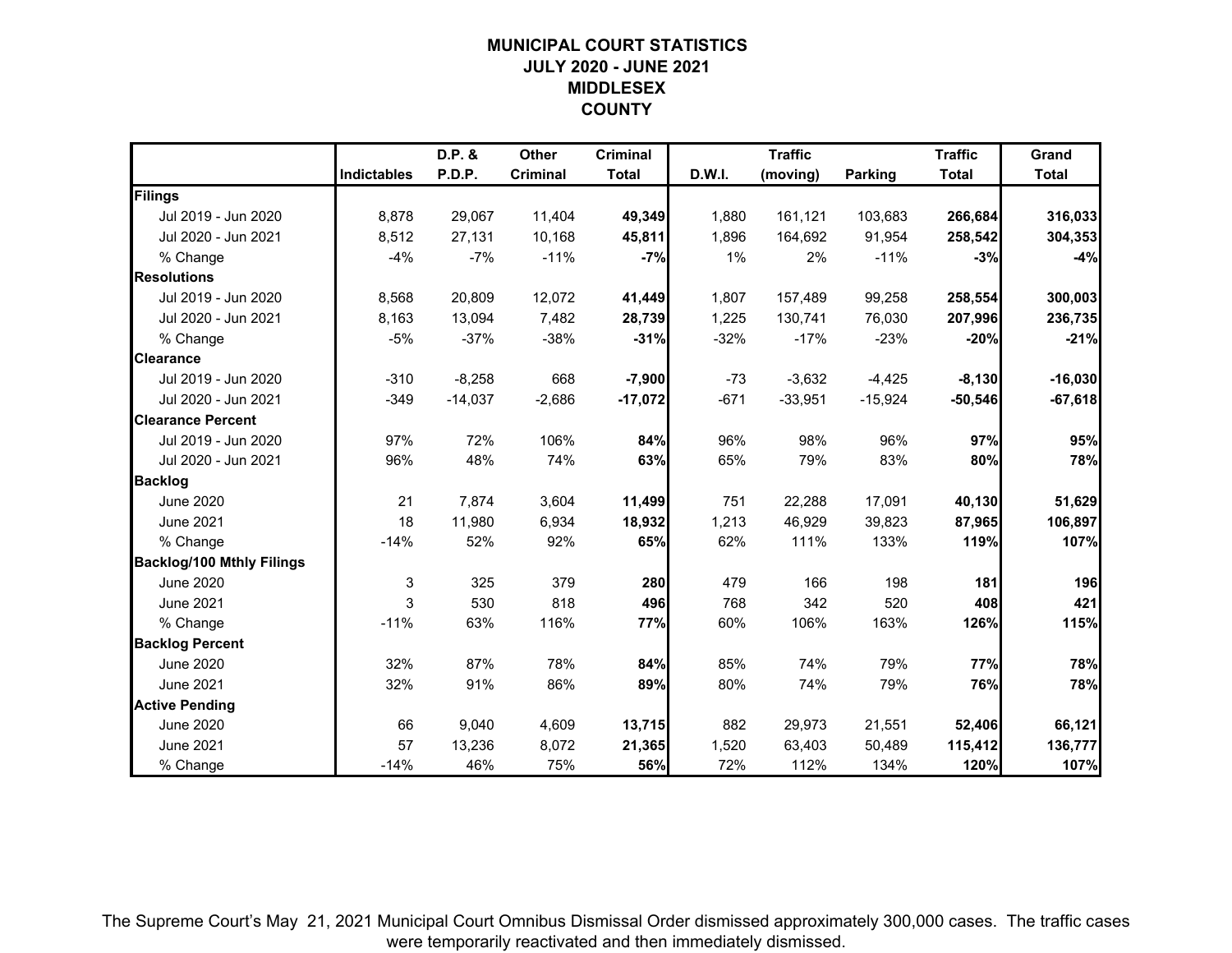# MUNICIPAL COURT STATISTICS
## JULY 2020 - JUNE 2021
## MIDDLESEX COUNTY

| | Indictables | D.P. & P.D.P. | Other Criminal | Criminal Total | D.W.I. | Traffic (moving) | Parking | Traffic Total | Grand Total |
|---|---|---|---|---|---|---|---|---|---|
| **Filings** | | | | | | | | | |
| Jul 2019 - Jun 2020 | 8,878 | 29,067 | 11,404 | **49,349** | 1,880 | 161,121 | 103,683 | **266,684** | **316,033** |
| Jul 2020 - Jun 2021 | 8,512 | 27,131 | 10,168 | **45,811** | 1,896 | 164,692 | 91,954 | **258,542** | **304,353** |
| % Change | -4% | -7% | -11% | **-7%** | 1% | 2% | -11% | **-3%** | **-4%** |
| **Resolutions** | | | | | | | | | |
| Jul 2019 - Jun 2020 | 8,568 | 20,809 | 12,072 | **41,449** | 1,807 | 157,489 | 99,258 | **258,554** | **300,003** |
| Jul 2020 - Jun 2021 | 8,163 | 13,094 | 7,482 | **28,739** | 1,225 | 130,741 | 76,030 | **207,996** | **236,735** |
| % Change | -5% | -37% | -38% | **-31%** | -32% | -17% | -23% | **-20%** | **-21%** |
| **Clearance** | | | | | | | | | |
| Jul 2019 - Jun 2020 | -310 | -8,258 | 668 | **-7,900** | -73 | -3,632 | -4,425 | **-8,130** | **-16,030** |
| Jul 2020 - Jun 2021 | -349 | -14,037 | -2,686 | **-17,072** | -671 | -33,951 | -15,924 | **-50,546** | **-67,618** |
| **Clearance Percent** | | | | | | | | | |
| Jul 2019 - Jun 2020 | 97% | 72% | 106% | **84%** | 96% | 98% | 96% | **97%** | **95%** |
| Jul 2020 - Jun 2021 | 96% | 48% | 74% | **63%** | 65% | 79% | 83% | **80%** | **78%** |
| **Backlog** | | | | | | | | | |
| June 2020 | 21 | 7,874 | 3,604 | **11,499** | 751 | 22,288 | 17,091 | **40,130** | **51,629** |
| June 2021 | 18 | 11,980 | 6,934 | **18,932** | 1,213 | 46,929 | 39,823 | **87,965** | **106,897** |
| % Change | -14% | 52% | 92% | **65%** | 62% | 111% | 133% | **119%** | **107%** |
| **Backlog/100 Mthly Filings** | | | | | | | | | |
| June 2020 | 3 | 325 | 379 | **280** | 479 | 166 | 198 | **181** | **196** |
| June 2021 | 3 | 530 | 818 | **496** | 768 | 342 | 520 | **408** | **421** |
| % Change | -11% | 63% | 116% | **77%** | 60% | 106% | 163% | **126%** | **115%** |
| **Backlog Percent** | | | | | | | | | |
| June 2020 | 32% | 87% | 78% | **84%** | 85% | 74% | 79% | **77%** | **78%** |
| June 2021 | 32% | 91% | 86% | **89%** | 80% | 74% | 79% | **76%** | **78%** |
| **Active Pending** | | | | | | | | | |
| June 2020 | 66 | 9,040 | 4,609 | **13,715** | 882 | 29,973 | 21,551 | **52,406** | **66,121** |
| June 2021 | 57 | 13,236 | 8,072 | **21,365** | 1,520 | 63,403 | 50,489 | **115,412** | **136,777** |
| % Change | -14% | 46% | 75% | **56%** | 72% | 112% | 134% | **120%** | **107%** |

The Supreme Court's May 21, 2021 Municipal Court Omnibus Dismissal Order dismissed approximately 300,000 cases. The traffic cases were temporarily reactivated and then immediately dismissed.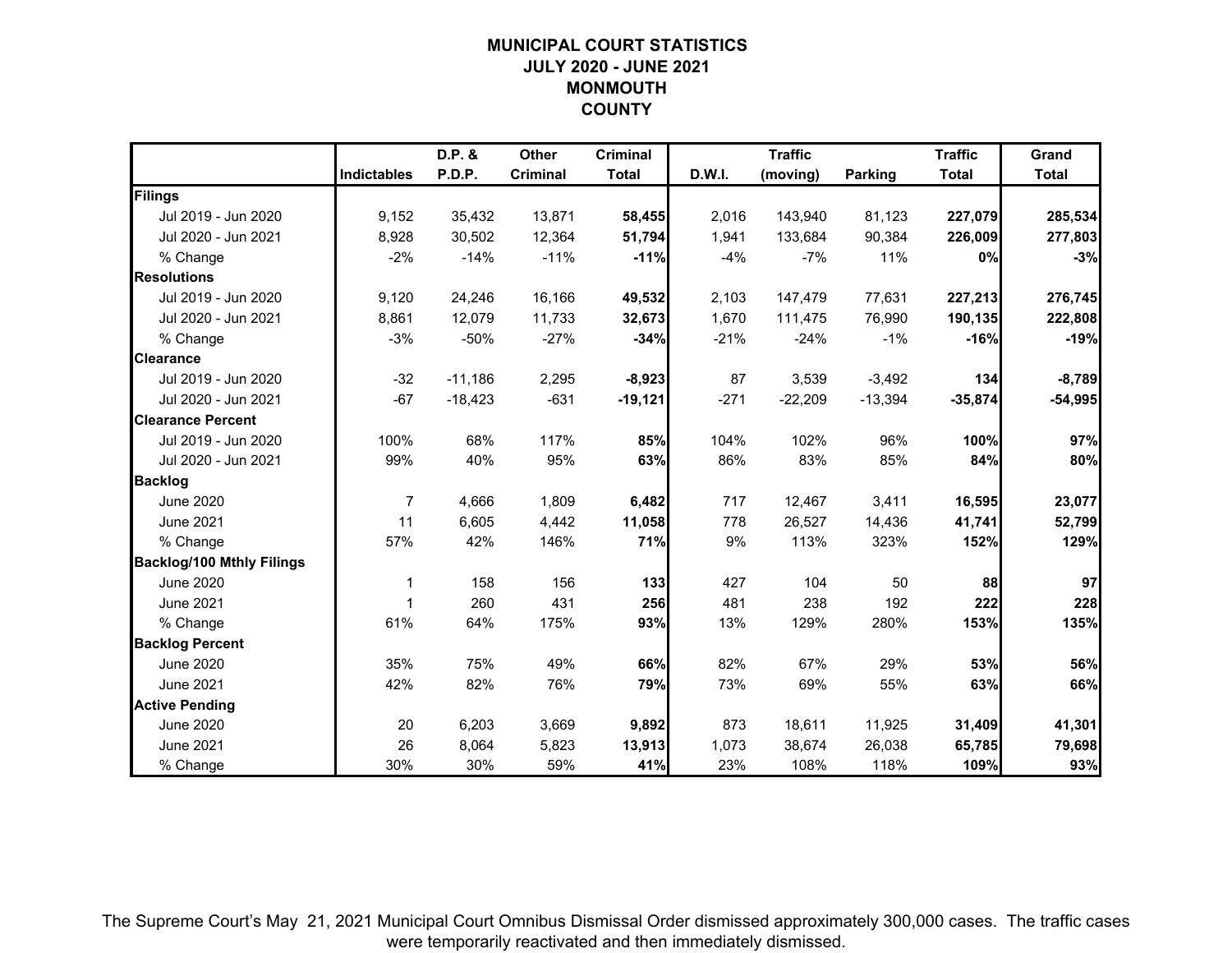# MUNICIPAL COURT STATISTICS
## JULY 2020 - JUNE 2021
## MONMOUTH COUNTY

| | Indictables | D.P. & P.D.P. | Other Criminal | Criminal Total | D.W.I. | Traffic (moving) | Parking | Traffic Total | Grand Total |
|---|---|---|---|---|---|---|---|---|---|
| **Filings** | | | | | | | | | |
| Jul 2019 - Jun 2020 | 9,152 | 35,432 | 13,871 | **58,455** | 2,016 | 143,940 | 81,123 | **227,079** | **285,534** |
| Jul 2020 - Jun 2021 | 8,928 | 30,502 | 12,364 | **51,794** | 1,941 | 133,684 | 90,384 | **226,009** | **277,803** |
| % Change | -2% | -14% | -11% | **-11%** | -4% | -7% | 11% | **0%** | **-3%** |
| **Resolutions** | | | | | | | | | |
| Jul 2019 - Jun 2020 | 9,120 | 24,246 | 16,166 | **49,532** | 2,103 | 147,479 | 77,631 | **227,213** | **276,745** |
| Jul 2020 - Jun 2021 | 8,861 | 12,079 | 11,733 | **32,673** | 1,670 | 111,475 | 76,990 | **190,135** | **222,808** |
| % Change | -3% | -50% | -27% | **-34%** | -21% | -24% | -1% | **-16%** | **-19%** |
| **Clearance** | | | | | | | | | |
| Jul 2019 - Jun 2020 | -32 | -11,186 | 2,295 | **-8,923** | 87 | 3,539 | -3,492 | **134** | **-8,789** |
| Jul 2020 - Jun 2021 | -67 | -18,423 | -631 | **-19,121** | -271 | -22,209 | -13,394 | **-35,874** | **-54,995** |
| **Clearance Percent** | | | | | | | | | |
| Jul 2019 - Jun 2020 | 100% | 68% | 117% | **85%** | 104% | 102% | 96% | **100%** | **97%** |
| Jul 2020 - Jun 2021 | 99% | 40% | 95% | **63%** | 86% | 83% | 85% | **84%** | **80%** |
| **Backlog** | | | | | | | | | |
| June 2020 | 7 | 4,666 | 1,809 | **6,482** | 717 | 12,467 | 3,411 | **16,595** | **23,077** |
| June 2021 | 11 | 6,605 | 4,442 | **11,058** | 778 | 26,527 | 14,436 | **41,741** | **52,799** |
| % Change | 57% | 42% | 146% | **71%** | 9% | 113% | 323% | **152%** | **129%** |
| **Backlog/100 Mthly Filings** | | | | | | | | | |
| June 2020 | 1 | 158 | 156 | **133** | 427 | 104 | 50 | **88** | **97** |
| June 2021 | 1 | 260 | 431 | **256** | 481 | 238 | 192 | **222** | **228** |
| % Change | 61% | 64% | 175% | **93%** | 13% | 129% | 280% | **153%** | **135%** |
| **Backlog Percent** | | | | | | | | | |
| June 2020 | 35% | 75% | 49% | **66%** | 82% | 67% | 29% | **53%** | **56%** |
| June 2021 | 42% | 82% | 76% | **79%** | 73% | 69% | 55% | **63%** | **66%** |
| **Active Pending** | | | | | | | | | |
| June 2020 | 20 | 6,203 | 3,669 | **9,892** | 873 | 18,611 | 11,925 | **31,409** | **41,301** |
| June 2021 | 26 | 8,064 | 5,823 | **13,913** | 1,073 | 38,674 | 26,038 | **65,785** | **79,698** |
| % Change | 30% | 30% | 59% | **41%** | 23% | 108% | 118% | **109%** | **93%** |

The Supreme Court's May 21, 2021 Municipal Court Omnibus Dismissal Order dismissed approximately 300,000 cases. The traffic cases were temporarily reactivated and then immediately dismissed.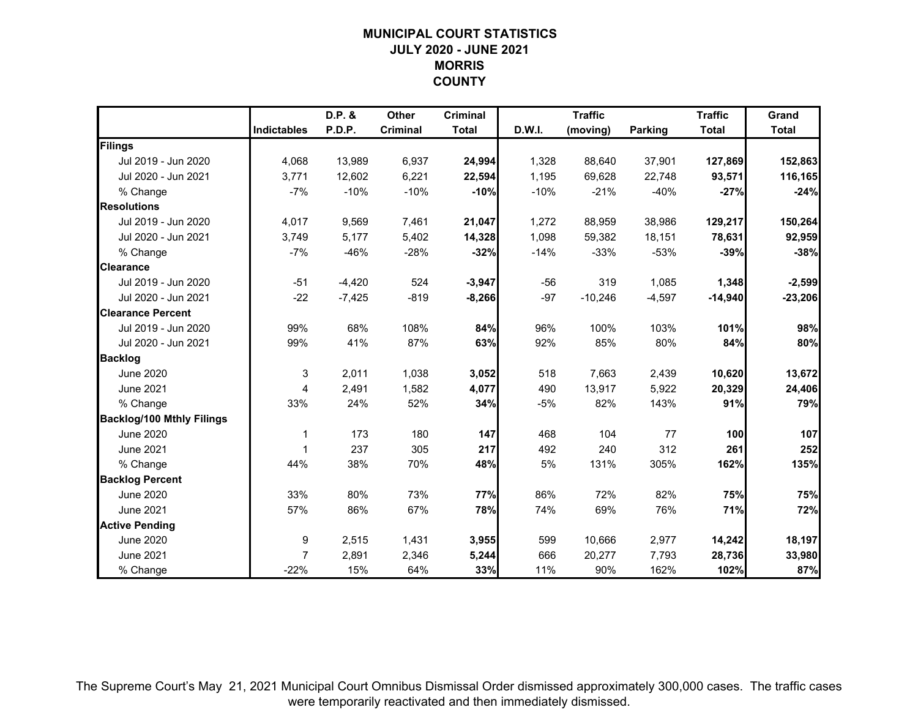# MUNICIPAL COURT STATISTICS
## JULY 2020 - JUNE 2021
## MORRIS COUNTY

| | Indictables | D.P. & P.D.P. | Other Criminal | Criminal Total | D.W.I. | Traffic (moving) | Parking | Traffic Total | Grand Total |
|---|---|---|---|---|---|---|---|---|---|
| **Filings** | | | | | | | | | |
| Jul 2019 - Jun 2020 | 4,068 | 13,989 | 6,937 | **24,994** | 1,328 | 88,640 | 37,901 | **127,869** | **152,863** |
| Jul 2020 - Jun 2021 | 3,771 | 12,602 | 6,221 | **22,594** | 1,195 | 69,628 | 22,748 | **93,571** | **116,165** |
| % Change | -7% | -10% | -10% | **-10%** | -10% | -21% | -40% | **-27%** | **-24%** |
| **Resolutions** | | | | | | | | | |
| Jul 2019 - Jun 2020 | 4,017 | 9,569 | 7,461 | **21,047** | 1,272 | 88,959 | 38,986 | **129,217** | **150,264** |
| Jul 2020 - Jun 2021 | 3,749 | 5,177 | 5,402 | **14,328** | 1,098 | 59,382 | 18,151 | **78,631** | **92,959** |
| % Change | -7% | -46% | -28% | **-32%** | -14% | -33% | -53% | **-39%** | **-38%** |
| **Clearance** | | | | | | | | | |
| Jul 2019 - Jun 2020 | -51 | -4,420 | 524 | **-3,947** | -56 | 319 | 1,085 | **1,348** | **-2,599** |
| Jul 2020 - Jun 2021 | -22 | -7,425 | -819 | **-8,266** | -97 | -10,246 | -4,597 | **-14,940** | **-23,206** |
| **Clearance Percent** | | | | | | | | | |
| Jul 2019 - Jun 2020 | 99% | 68% | 108% | **84%** | 96% | 100% | 103% | **101%** | **98%** |
| Jul 2020 - Jun 2021 | 99% | 41% | 87% | **63%** | 92% | 85% | 80% | **84%** | **80%** |
| **Backlog** | | | | | | | | | |
| June 2020 | 3 | 2,011 | 1,038 | **3,052** | 518 | 7,663 | 2,439 | **10,620** | **13,672** |
| June 2021 | 4 | 2,491 | 1,582 | **4,077** | 490 | 13,917 | 5,922 | **20,329** | **24,406** |
| % Change | 33% | 24% | 52% | **34%** | -5% | 82% | 143% | **91%** | **79%** |
| **Backlog/100 Mthly Filings** | | | | | | | | | |
| June 2020 | 1 | 173 | 180 | **147** | 468 | 104 | 77 | **100** | **107** |
| June 2021 | 1 | 237 | 305 | **217** | 492 | 240 | 312 | **261** | **252** |
| % Change | 44% | 38% | 70% | **48%** | 5% | 131% | 305% | **162%** | **135%** |
| **Backlog Percent** | | | | | | | | | |
| June 2020 | 33% | 80% | 73% | **77%** | 86% | 72% | 82% | **75%** | **75%** |
| June 2021 | 57% | 86% | 67% | **78%** | 74% | 69% | 76% | **71%** | **72%** |
| **Active Pending** | | | | | | | | | |
| June 2020 | 9 | 2,515 | 1,431 | **3,955** | 599 | 10,666 | 2,977 | **14,242** | **18,197** |
| June 2021 | 7 | 2,891 | 2,346 | **5,244** | 666 | 20,277 | 7,793 | **28,736** | **33,980** |
| % Change | -22% | 15% | 64% | **33%** | 11% | 90% | 162% | **102%** | **87%** |

The Supreme Court's May 21, 2021 Municipal Court Omnibus Dismissal Order dismissed approximately 300,000 cases. The traffic cases were temporarily reactivated and then immediately dismissed.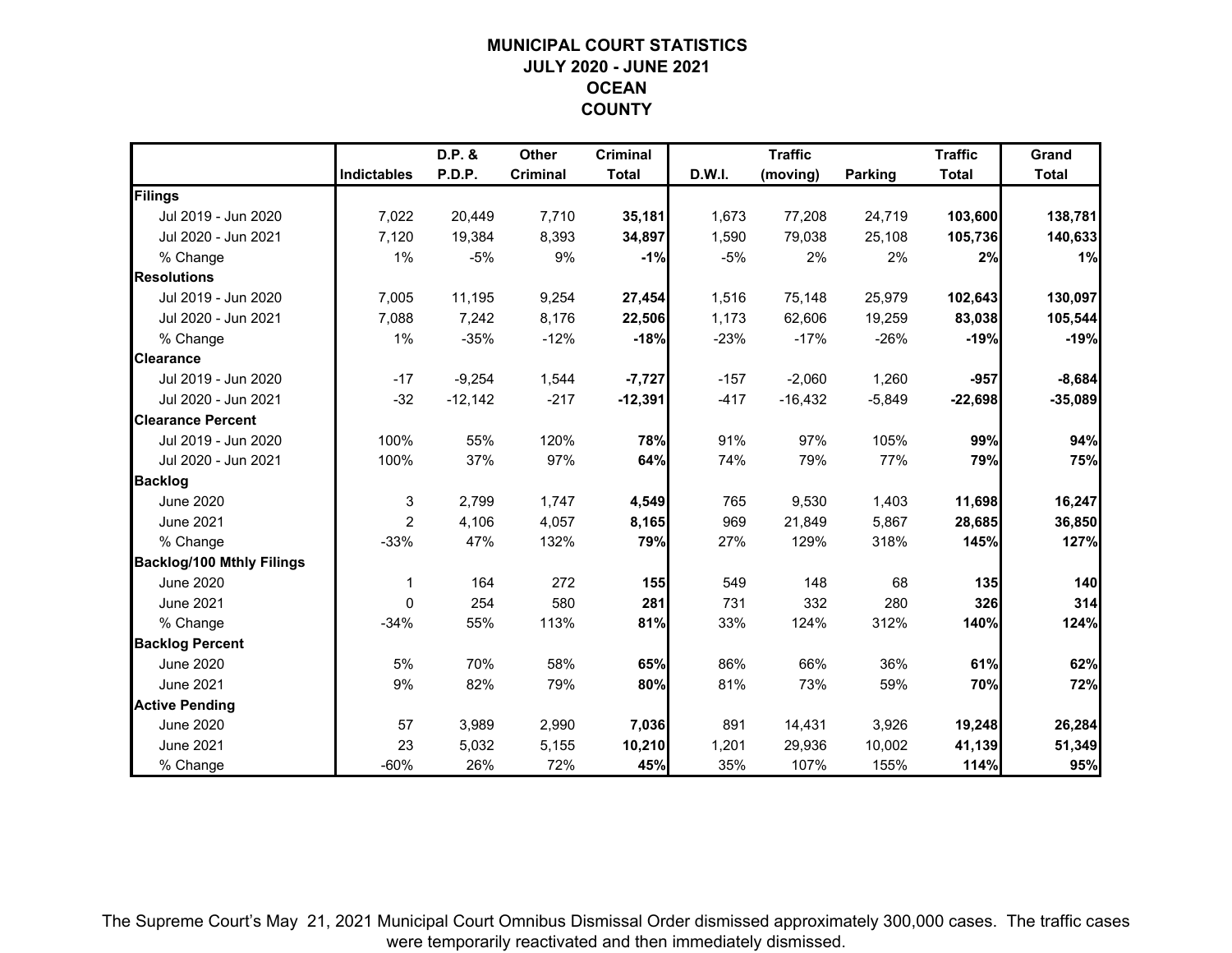# MUNICIPAL COURT STATISTICS
## JULY 2020 - JUNE 2021
## OCEAN COUNTY

| | Indictables | D.P. & P.D.P. | Other Criminal | Criminal Total | D.W.I. | Traffic (moving) | Parking | Traffic Total | Grand Total |
|---|---|---|---|---|---|---|---|---|---|
| **Filings** | | | | | | | | | |
| Jul 2019 - Jun 2020 | 7,022 | 20,449 | 7,710 | **35,181** | 1,673 | 77,208 | 24,719 | **103,600** | **138,781** |
| Jul 2020 - Jun 2021 | 7,120 | 19,384 | 8,393 | **34,897** | 1,590 | 79,038 | 25,108 | **105,736** | **140,633** |
| % Change | 1% | -5% | 9% | **-1%** | -5% | 2% | 2% | **2%** | **1%** |
| **Resolutions** | | | | | | | | | |
| Jul 2019 - Jun 2020 | 7,005 | 11,195 | 9,254 | **27,454** | 1,516 | 75,148 | 25,979 | **102,643** | **130,097** |
| Jul 2020 - Jun 2021 | 7,088 | 7,242 | 8,176 | **22,506** | 1,173 | 62,606 | 19,259 | **83,038** | **105,544** |
| % Change | 1% | -35% | -12% | **-18%** | -23% | -17% | -26% | **-19%** | **-19%** |
| **Clearance** | | | | | | | | | |
| Jul 2019 - Jun 2020 | -17 | -9,254 | 1,544 | **-7,727** | -157 | -2,060 | 1,260 | **-957** | **-8,684** |
| Jul 2020 - Jun 2021 | -32 | -12,142 | -217 | **-12,391** | -417 | -16,432 | -5,849 | **-22,698** | **-35,089** |
| **Clearance Percent** | | | | | | | | | |
| Jul 2019 - Jun 2020 | 100% | 55% | 120% | **78%** | 91% | 97% | 105% | **99%** | **94%** |
| Jul 2020 - Jun 2021 | 100% | 37% | 97% | **64%** | 74% | 79% | 77% | **79%** | **75%** |
| **Backlog** | | | | | | | | | |
| June 2020 | 3 | 2,799 | 1,747 | **4,549** | 765 | 9,530 | 1,403 | **11,698** | **16,247** |
| June 2021 | 2 | 4,106 | 4,057 | **8,165** | 969 | 21,849 | 5,867 | **28,685** | **36,850** |
| % Change | -33% | 47% | 132% | **79%** | 27% | 129% | 318% | **145%** | **127%** |
| **Backlog/100 Mthly Filings** | | | | | | | | | |
| June 2020 | 1 | 164 | 272 | **155** | 549 | 148 | 68 | **135** | **140** |
| June 2021 | 0 | 254 | 580 | **281** | 731 | 332 | 280 | **326** | **314** |
| % Change | -34% | 55% | 113% | **81%** | 33% | 124% | 312% | **140%** | **124%** |
| **Backlog Percent** | | | | | | | | | |
| June 2020 | 5% | 70% | 58% | **65%** | 86% | 66% | 36% | **61%** | **62%** |
| June 2021 | 9% | 82% | 79% | **80%** | 81% | 73% | 59% | **70%** | **72%** |
| **Active Pending** | | | | | | | | | |
| June 2020 | 57 | 3,989 | 2,990 | **7,036** | 891 | 14,431 | 3,926 | **19,248** | **26,284** |
| June 2021 | 23 | 5,032 | 5,155 | **10,210** | 1,201 | 29,936 | 10,002 | **41,139** | **51,349** |
| % Change | -60% | 26% | 72% | **45%** | 35% | 107% | 155% | **114%** | **95%** |

The Supreme Court's May 21, 2021 Municipal Court Omnibus Dismissal Order dismissed approximately 300,000 cases. The traffic cases were temporarily reactivated and then immediately dismissed.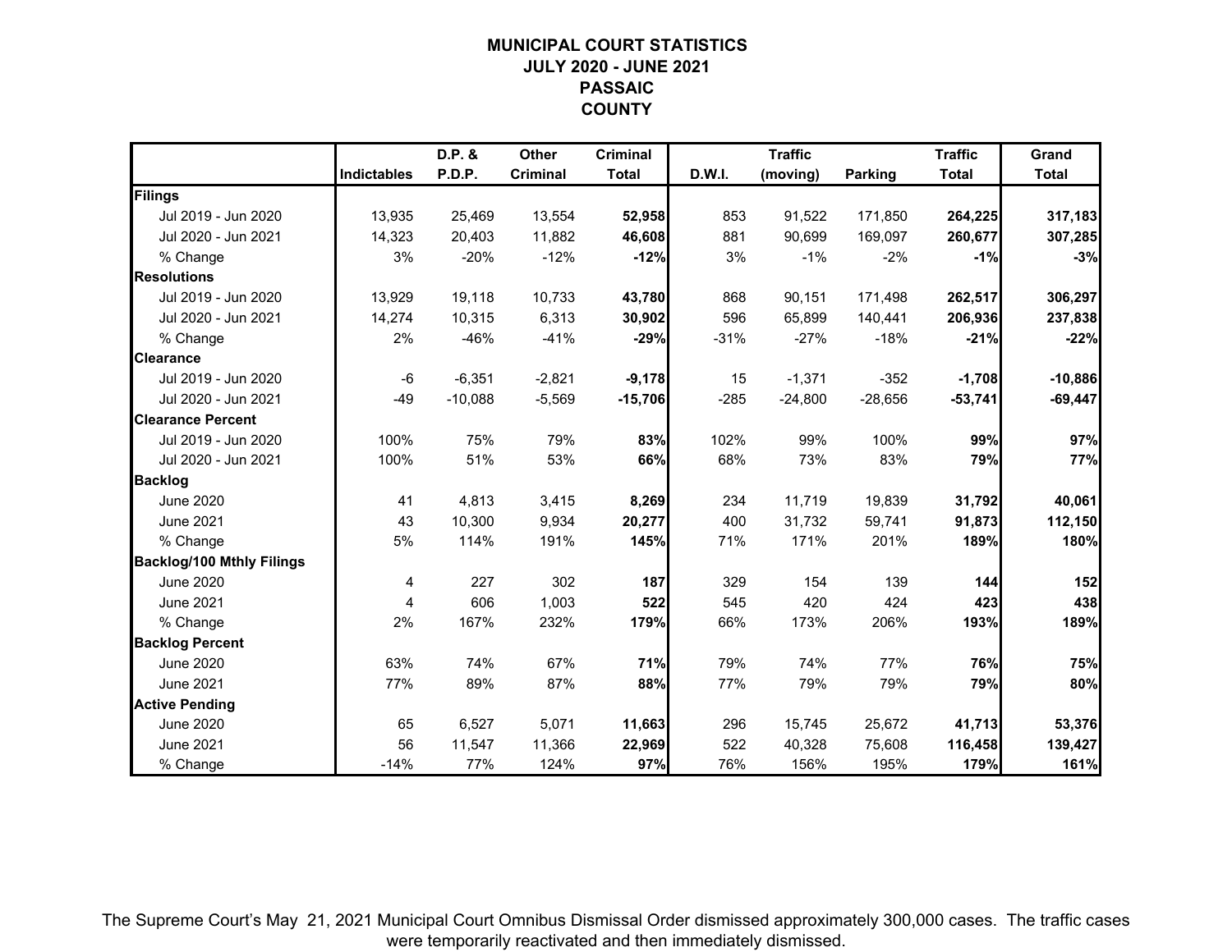# MUNICIPAL COURT STATISTICS
## JULY 2020 - JUNE 2021
## PASSAIC COUNTY

| | Indictables | D.P. & P.D.P. | Other Criminal | Criminal Total | D.W.I. | Traffic (moving) | Parking | Traffic Total | Grand Total |
|---|---|---|---|---|---|---|---|---|---|
| **Filings** | | | | | | | | | |
| Jul 2019 - Jun 2020 | 13,935 | 25,469 | 13,554 | **52,958** | 853 | 91,522 | 171,850 | **264,225** | **317,183** |
| Jul 2020 - Jun 2021 | 14,323 | 20,403 | 11,882 | **46,608** | 881 | 90,699 | 169,097 | **260,677** | **307,285** |
| % Change | 3% | -20% | -12% | **-12%** | 3% | -1% | -2% | **-1%** | **-3%** |
| **Resolutions** | | | | | | | | | |
| Jul 2019 - Jun 2020 | 13,929 | 19,118 | 10,733 | **43,780** | 868 | 90,151 | 171,498 | **262,517** | **306,297** |
| Jul 2020 - Jun 2021 | 14,274 | 10,315 | 6,313 | **30,902** | 596 | 65,899 | 140,441 | **206,936** | **237,838** |
| % Change | 2% | -46% | -41% | **-29%** | -31% | -27% | -18% | **-21%** | **-22%** |
| **Clearance** | | | | | | | | | |
| Jul 2019 - Jun 2020 | -6 | -6,351 | -2,821 | **-9,178** | 15 | -1,371 | -352 | **-1,708** | **-10,886** |
| Jul 2020 - Jun 2021 | -49 | -10,088 | -5,569 | **-15,706** | -285 | -24,800 | -28,656 | **-53,741** | **-69,447** |
| **Clearance Percent** | | | | | | | | | |
| Jul 2019 - Jun 2020 | 100% | 75% | 79% | **83%** | 102% | 99% | 100% | **99%** | **97%** |
| Jul 2020 - Jun 2021 | 100% | 51% | 53% | **66%** | 68% | 73% | 83% | **79%** | **77%** |
| **Backlog** | | | | | | | | | |
| June 2020 | 41 | 4,813 | 3,415 | **8,269** | 234 | 11,719 | 19,839 | **31,792** | **40,061** |
| June 2021 | 43 | 10,300 | 9,934 | **20,277** | 400 | 31,732 | 59,741 | **91,873** | **112,150** |
| % Change | 5% | 114% | 191% | **145%** | 71% | 171% | 201% | **189%** | **180%** |
| **Backlog/100 Mthly Filings** | | | | | | | | | |
| June 2020 | 4 | 227 | 302 | **187** | 329 | 154 | 139 | **144** | **152** |
| June 2021 | 4 | 606 | 1,003 | **522** | 545 | 420 | 424 | **423** | **438** |
| % Change | 2% | 167% | 232% | **179%** | 66% | 173% | 206% | **193%** | **189%** |
| **Backlog Percent** | | | | | | | | | |
| June 2020 | 63% | 74% | 67% | **71%** | 79% | 74% | 77% | **76%** | **75%** |
| June 2021 | 77% | 89% | 87% | **88%** | 77% | 79% | 79% | **79%** | **80%** |
| **Active Pending** | | | | | | | | | |
| June 2020 | 65 | 6,527 | 5,071 | **11,663** | 296 | 15,745 | 25,672 | **41,713** | **53,376** |
| June 2021 | 56 | 11,547 | 11,366 | **22,969** | 522 | 40,328 | 75,608 | **116,458** | **139,427** |
| % Change | -14% | 77% | 124% | **97%** | 76% | 156% | 195% | **179%** | **161%** |

The Supreme Court's May 21, 2021 Municipal Court Omnibus Dismissal Order dismissed approximately 300,000 cases. The traffic cases were temporarily reactivated and then immediately dismissed.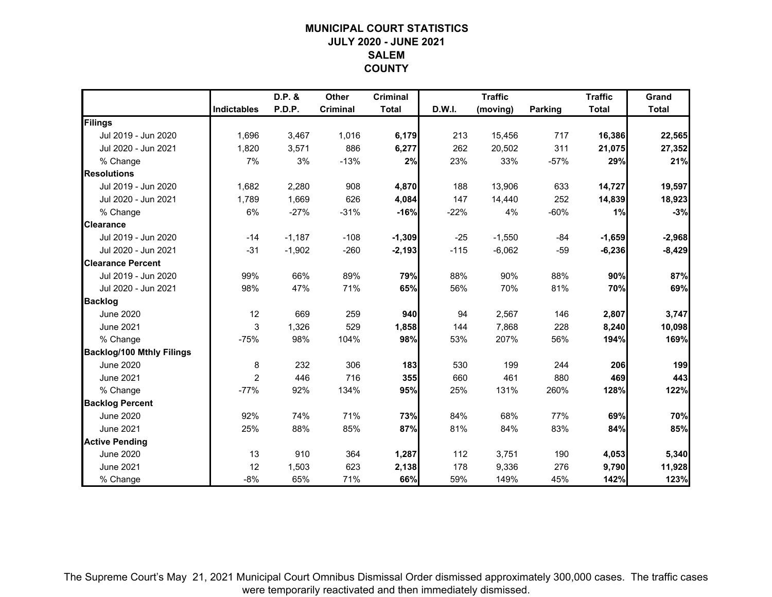# MUNICIPAL COURT STATISTICS
## JULY 2020 - JUNE 2021
## SALEM
## COUNTY

| | Indictables | D.P. & P.D.P. | Other Criminal | Criminal Total | D.W.I. | Traffic (moving) | Parking | Traffic Total | Grand Total |
|---|---|---|---|---|---|---|---|---|---|
| **Filings** | | | | | | | | | |
| Jul 2019 - Jun 2020 | 1,696 | 3,467 | 1,016 | **6,179** | 213 | 15,456 | 717 | **16,386** | **22,565** |
| Jul 2020 - Jun 2021 | 1,820 | 3,571 | 886 | **6,277** | 262 | 20,502 | 311 | **21,075** | **27,352** |
| % Change | 7% | 3% | -13% | **2%** | 23% | 33% | -57% | **29%** | **21%** |
| **Resolutions** | | | | | | | | | |
| Jul 2019 - Jun 2020 | 1,682 | 2,280 | 908 | **4,870** | 188 | 13,906 | 633 | **14,727** | **19,597** |
| Jul 2020 - Jun 2021 | 1,789 | 1,669 | 626 | **4,084** | 147 | 14,440 | 252 | **14,839** | **18,923** |
| % Change | 6% | -27% | -31% | **-16%** | -22% | 4% | -60% | **1%** | **-3%** |
| **Clearance** | | | | | | | | | |
| Jul 2019 - Jun 2020 | -14 | -1,187 | -108 | **-1,309** | -25 | -1,550 | -84 | **-1,659** | **-2,968** |
| Jul 2020 - Jun 2021 | -31 | -1,902 | -260 | **-2,193** | -115 | -6,062 | -59 | **-6,236** | **-8,429** |
| **Clearance Percent** | | | | | | | | | |
| Jul 2019 - Jun 2020 | 99% | 66% | 89% | **79%** | 88% | 90% | 88% | **90%** | **87%** |
| Jul 2020 - Jun 2021 | 98% | 47% | 71% | **65%** | 56% | 70% | 81% | **70%** | **69%** |
| **Backlog** | | | | | | | | | |
| June 2020 | 12 | 669 | 259 | **940** | 94 | 2,567 | 146 | **2,807** | **3,747** |
| June 2021 | 3 | 1,326 | 529 | **1,858** | 144 | 7,868 | 228 | **8,240** | **10,098** |
| % Change | -75% | 98% | 104% | **98%** | 53% | 207% | 56% | **194%** | **169%** |
| **Backlog/100 Mthly Filings** | | | | | | | | | |
| June 2020 | 8 | 232 | 306 | **183** | 530 | 199 | 244 | **206** | **199** |
| June 2021 | 2 | 446 | 716 | **355** | 660 | 461 | 880 | **469** | **443** |
| % Change | -77% | 92% | 134% | **95%** | 25% | 131% | 260% | **128%** | **122%** |
| **Backlog Percent** | | | | | | | | | |
| June 2020 | 92% | 74% | 71% | **73%** | 84% | 68% | 77% | **69%** | **70%** |
| June 2021 | 25% | 88% | 85% | **87%** | 81% | 84% | 83% | **84%** | **85%** |
| **Active Pending** | | | | | | | | | |
| June 2020 | 13 | 910 | 364 | **1,287** | 112 | 3,751 | 190 | **4,053** | **5,340** |
| June 2021 | 12 | 1,503 | 623 | **2,138** | 178 | 9,336 | 276 | **9,790** | **11,928** |
| % Change | -8% | 65% | 71% | **66%** | 59% | 149% | 45% | **142%** | **123%** |

The Supreme Court's May 21, 2021 Municipal Court Omnibus Dismissal Order dismissed approximately 300,000 cases. The traffic cases were temporarily reactivated and then immediately dismissed.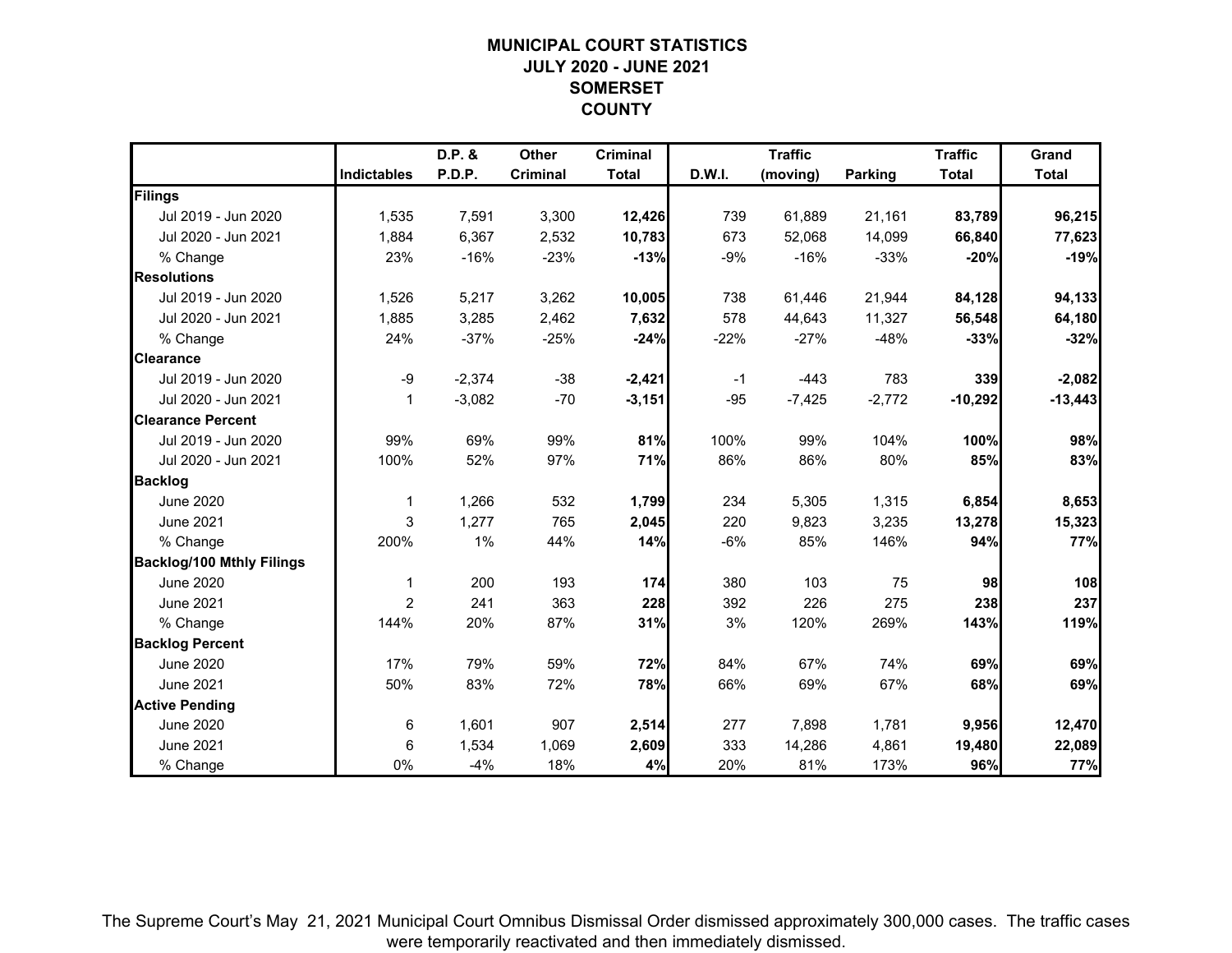# MUNICIPAL COURT STATISTICS
## JULY 2020 - JUNE 2021
## SOMERSET COUNTY

| | Indictables | D.P. & P.D.P. | Other Criminal | Criminal Total | D.W.I. | Traffic (moving) | Parking | Traffic Total | Grand Total |
|---|---|---|---|---|---|---|---|---|---|
| **Filings** | | | | | | | | | |
| Jul 2019 - Jun 2020 | 1,535 | 7,591 | 3,300 | **12,426** | 739 | 61,889 | 21,161 | **83,789** | **96,215** |
| Jul 2020 - Jun 2021 | 1,884 | 6,367 | 2,532 | **10,783** | 673 | 52,068 | 14,099 | **66,840** | **77,623** |
| % Change | 23% | -16% | -23% | **-13%** | -9% | -16% | -33% | **-20%** | **-19%** |
| **Resolutions** | | | | | | | | | |
| Jul 2019 - Jun 2020 | 1,526 | 5,217 | 3,262 | **10,005** | 738 | 61,446 | 21,944 | **84,128** | **94,133** |
| Jul 2020 - Jun 2021 | 1,885 | 3,285 | 2,462 | **7,632** | 578 | 44,643 | 11,327 | **56,548** | **64,180** |
| % Change | 24% | -37% | -25% | **-24%** | -22% | -27% | -48% | **-33%** | **-32%** |
| **Clearance** | | | | | | | | | |
| Jul 2019 - Jun 2020 | -9 | -2,374 | -38 | **-2,421** | -1 | -443 | 783 | **339** | **-2,082** |
| Jul 2020 - Jun 2021 | 1 | -3,082 | -70 | **-3,151** | -95 | -7,425 | -2,772 | **-10,292** | **-13,443** |
| **Clearance Percent** | | | | | | | | | |
| Jul 2019 - Jun 2020 | 99% | 69% | 99% | **81%** | 100% | 99% | 104% | **100%** | **98%** |
| Jul 2020 - Jun 2021 | 100% | 52% | 97% | **71%** | 86% | 86% | 80% | **85%** | **83%** |
| **Backlog** | | | | | | | | | |
| June 2020 | 1 | 1,266 | 532 | **1,799** | 234 | 5,305 | 1,315 | **6,854** | **8,653** |
| June 2021 | 3 | 1,277 | 765 | **2,045** | 220 | 9,823 | 3,235 | **13,278** | **15,323** |
| % Change | 200% | 1% | 44% | **14%** | -6% | 85% | 146% | **94%** | **77%** |
| **Backlog/100 Mthly Filings** | | | | | | | | | |
| June 2020 | 1 | 200 | 193 | **174** | 380 | 103 | 75 | **98** | **108** |
| June 2021 | 2 | 241 | 363 | **228** | 392 | 226 | 275 | **238** | **237** |
| % Change | 144% | 20% | 87% | **31%** | 3% | 120% | 269% | **143%** | **119%** |
| **Backlog Percent** | | | | | | | | | |
| June 2020 | 17% | 79% | 59% | **72%** | 84% | 67% | 74% | **69%** | **69%** |
| June 2021 | 50% | 83% | 72% | **78%** | 66% | 69% | 67% | **68%** | **69%** |
| **Active Pending** | | | | | | | | | |
| June 2020 | 6 | 1,601 | 907 | **2,514** | 277 | 7,898 | 1,781 | **9,956** | **12,470** |
| June 2021 | 6 | 1,534 | 1,069 | **2,609** | 333 | 14,286 | 4,861 | **19,480** | **22,089** |
| % Change | 0% | -4% | 18% | **4%** | 20% | 81% | 173% | **96%** | **77%** |

The Supreme Court's May 21, 2021 Municipal Court Omnibus Dismissal Order dismissed approximately 300,000 cases. The traffic cases were temporarily reactivated and then immediately dismissed.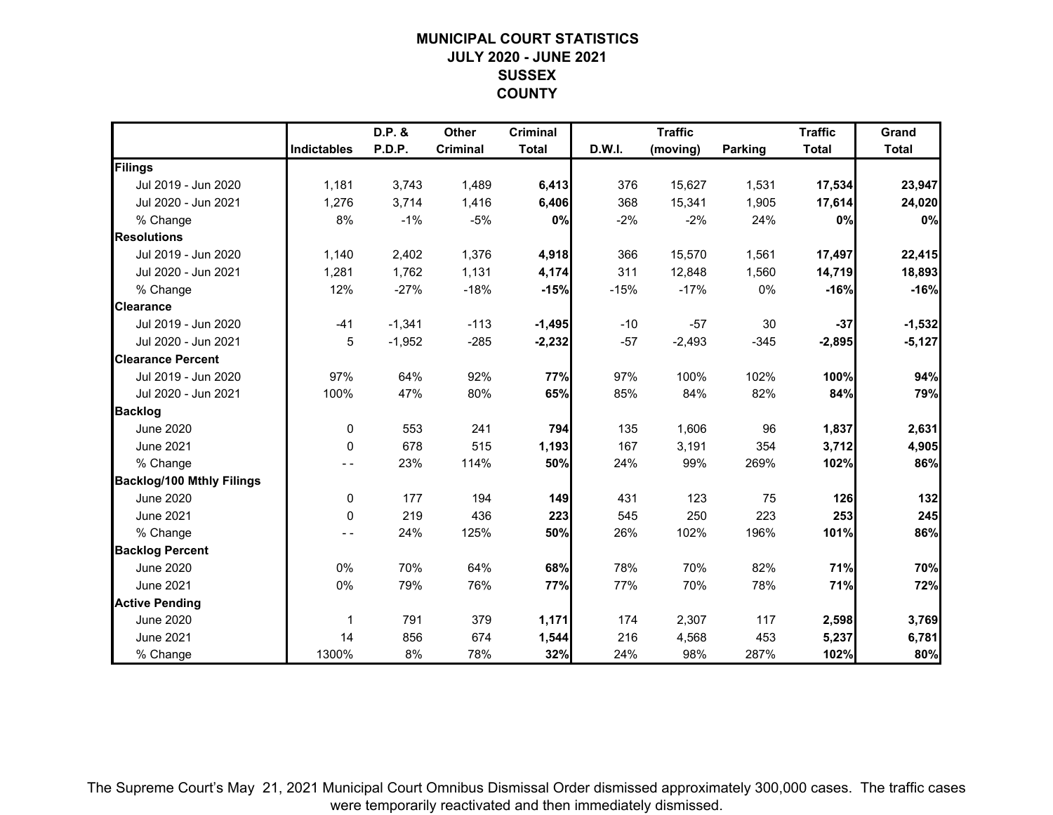# MUNICIPAL COURT STATISTICS
## JULY 2020 - JUNE 2021
## SUSSEX COUNTY

| | Indictables | D.P. & P.D.P. | Other Criminal | Criminal Total | D.W.I. | Traffic (moving) | Parking | Traffic Total | Grand Total |
|---|---|---|---|---|---|---|---|---|---|
| **Filings** | | | | | | | | | |
| Jul 2019 - Jun 2020 | 1,181 | 3,743 | 1,489 | **6,413** | 376 | 15,627 | 1,531 | **17,534** | **23,947** |
| Jul 2020 - Jun 2021 | 1,276 | 3,714 | 1,416 | **6,406** | 368 | 15,341 | 1,905 | **17,614** | **24,020** |
| % Change | 8% | -1% | -5% | **0%** | -2% | -2% | 24% | **0%** | **0%** |
| **Resolutions** | | | | | | | | | |
| Jul 2019 - Jun 2020 | 1,140 | 2,402 | 1,376 | **4,918** | 366 | 15,570 | 1,561 | **17,497** | **22,415** |
| Jul 2020 - Jun 2021 | 1,281 | 1,762 | 1,131 | **4,174** | 311 | 12,848 | 1,560 | **14,719** | **18,893** |
| % Change | 12% | -27% | -18% | **-15%** | -15% | -17% | 0% | **-16%** | **-16%** |
| **Clearance** | | | | | | | | | |
| Jul 2019 - Jun 2020 | -41 | -1,341 | -113 | **-1,495** | -10 | -57 | 30 | **-37** | **-1,532** |
| Jul 2020 - Jun 2021 | 5 | -1,952 | -285 | **-2,232** | -57 | -2,493 | -345 | **-2,895** | **-5,127** |
| **Clearance Percent** | | | | | | | | | |
| Jul 2019 - Jun 2020 | 97% | 64% | 92% | **77%** | 97% | 100% | 102% | **100%** | **94%** |
| Jul 2020 - Jun 2021 | 100% | 47% | 80% | **65%** | 85% | 84% | 82% | **84%** | **79%** |
| **Backlog** | | | | | | | | | |
| June 2020 | 0 | 553 | 241 | **794** | 135 | 1,606 | 96 | **1,837** | **2,631** |
| June 2021 | 0 | 678 | 515 | **1,193** | 167 | 3,191 | 354 | **3,712** | **4,905** |
| % Change | - - | 23% | 114% | **50%** | 24% | 99% | 269% | **102%** | **86%** |
| **Backlog/100 Mthly Filings** | | | | | | | | | |
| June 2020 | 0 | 177 | 194 | **149** | 431 | 123 | 75 | **126** | **132** |
| June 2021 | 0 | 219 | 436 | **223** | 545 | 250 | 223 | **253** | **245** |
| % Change | - - | 24% | 125% | **50%** | 26% | 102% | 196% | **101%** | **86%** |
| **Backlog Percent** | | | | | | | | | |
| June 2020 | 0% | 70% | 64% | **68%** | 78% | 70% | 82% | **71%** | **70%** |
| June 2021 | 0% | 79% | 76% | **77%** | 77% | 70% | 78% | **71%** | **72%** |
| **Active Pending** | | | | | | | | | |
| June 2020 | 1 | 791 | 379 | **1,171** | 174 | 2,307 | 117 | **2,598** | **3,769** |
| June 2021 | 14 | 856 | 674 | **1,544** | 216 | 4,568 | 453 | **5,237** | **6,781** |
| % Change | 1300% | 8% | 78% | **32%** | 24% | 98% | 287% | **102%** | **80%** |

The Supreme Court's May 21, 2021 Municipal Court Omnibus Dismissal Order dismissed approximately 300,000 cases. The traffic cases were temporarily reactivated and then immediately dismissed.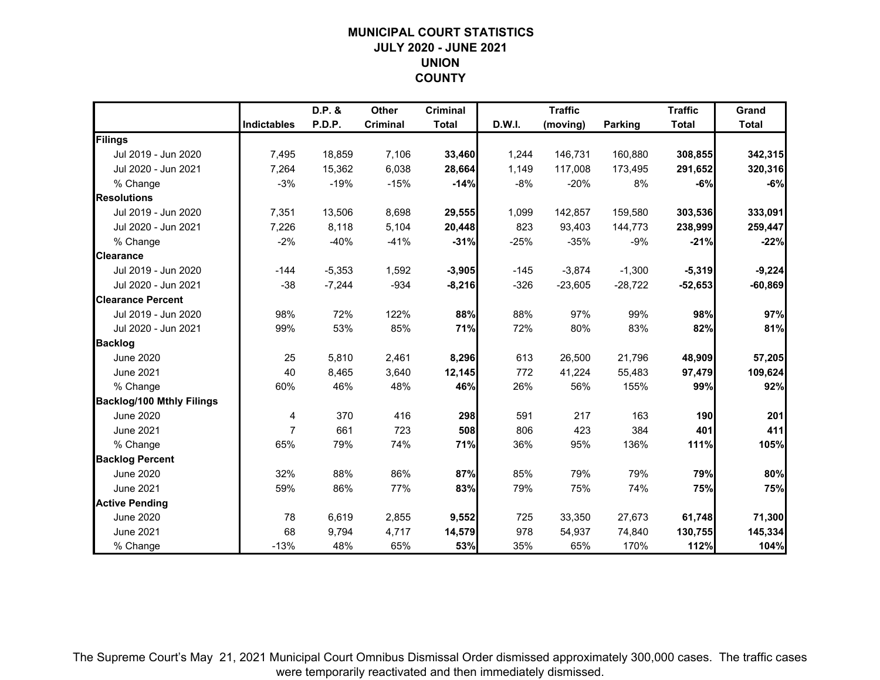# MUNICIPAL COURT STATISTICS
## JULY 2020 - JUNE 2021
## UNION
## COUNTY

| | Indictables | D.P. & P.D.P. | Other Criminal | Criminal Total | D.W.I. | Traffic (moving) | Parking | Traffic Total | Grand Total |
|---|---|---|---|---|---|---|---|---|---|
| **Filings** | | | | | | | | | |
| Jul 2019 - Jun 2020 | 7,495 | 18,859 | 7,106 | **33,460** | 1,244 | 146,731 | 160,880 | **308,855** | **342,315** |
| Jul 2020 - Jun 2021 | 7,264 | 15,362 | 6,038 | **28,664** | 1,149 | 117,008 | 173,495 | **291,652** | **320,316** |
| % Change | -3% | -19% | -15% | **-14%** | -8% | -20% | 8% | **-6%** | **-6%** |
| **Resolutions** | | | | | | | | | |
| Jul 2019 - Jun 2020 | 7,351 | 13,506 | 8,698 | **29,555** | 1,099 | 142,857 | 159,580 | **303,536** | **333,091** |
| Jul 2020 - Jun 2021 | 7,226 | 8,118 | 5,104 | **20,448** | 823 | 93,403 | 144,773 | **238,999** | **259,447** |
| % Change | -2% | -40% | -41% | **-31%** | -25% | -35% | -9% | **-21%** | **-22%** |
| **Clearance** | | | | | | | | | |
| Jul 2019 - Jun 2020 | -144 | -5,353 | 1,592 | **-3,905** | -145 | -3,874 | -1,300 | **-5,319** | **-9,224** |
| Jul 2020 - Jun 2021 | -38 | -7,244 | -934 | **-8,216** | -326 | -23,605 | -28,722 | **-52,653** | **-60,869** |
| **Clearance Percent** | | | | | | | | | |
| Jul 2019 - Jun 2020 | 98% | 72% | 122% | **88%** | 88% | 97% | 99% | **98%** | **97%** |
| Jul 2020 - Jun 2021 | 99% | 53% | 85% | **71%** | 72% | 80% | 83% | **82%** | **81%** |
| **Backlog** | | | | | | | | | |
| June 2020 | 25 | 5,810 | 2,461 | **8,296** | 613 | 26,500 | 21,796 | **48,909** | **57,205** |
| June 2021 | 40 | 8,465 | 3,640 | **12,145** | 772 | 41,224 | 55,483 | **97,479** | **109,624** |
| % Change | 60% | 46% | 48% | **46%** | 26% | 56% | 155% | **99%** | **92%** |
| **Backlog/100 Mthly Filings** | | | | | | | | | |
| June 2020 | 4 | 370 | 416 | **298** | 591 | 217 | 163 | **190** | **201** |
| June 2021 | 7 | 661 | 723 | **508** | 806 | 423 | 384 | **401** | **411** |
| % Change | 65% | 79% | 74% | **71%** | 36% | 95% | 136% | **111%** | **105%** |
| **Backlog Percent** | | | | | | | | | |
| June 2020 | 32% | 88% | 86% | **87%** | 85% | 79% | 79% | **79%** | **80%** |
| June 2021 | 59% | 86% | 77% | **83%** | 79% | 75% | 74% | **75%** | **75%** |
| **Active Pending** | | | | | | | | | |
| June 2020 | 78 | 6,619 | 2,855 | **9,552** | 725 | 33,350 | 27,673 | **61,748** | **71,300** |
| June 2021 | 68 | 9,794 | 4,717 | **14,579** | 978 | 54,937 | 74,840 | **130,755** | **145,334** |
| % Change | -13% | 48% | 65% | **53%** | 35% | 65% | 170% | **112%** | **104%** |

The Supreme Court's May 21, 2021 Municipal Court Omnibus Dismissal Order dismissed approximately 300,000 cases. The traffic cases were temporarily reactivated and then immediately dismissed.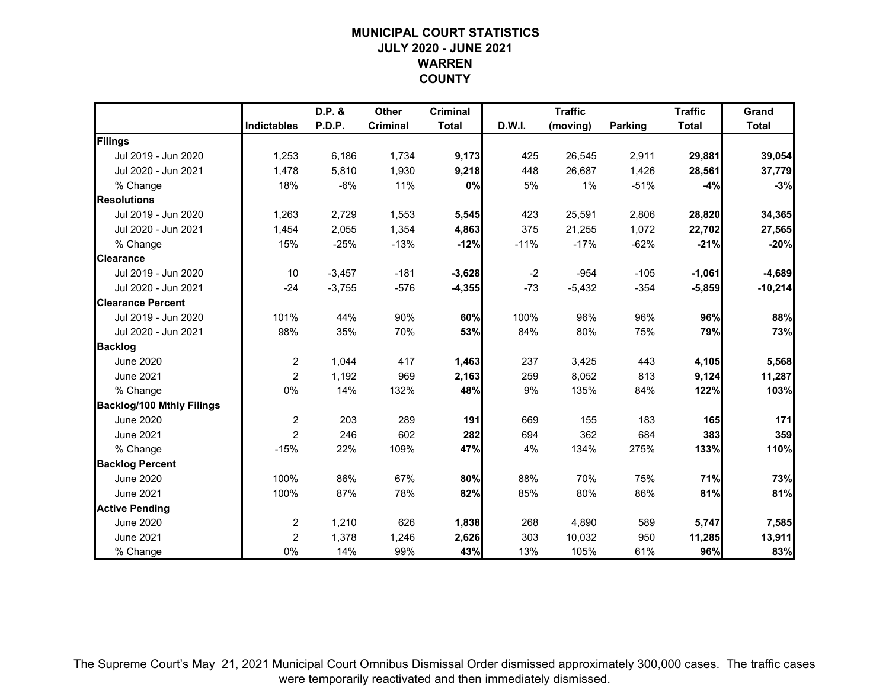# MUNICIPAL COURT STATISTICS
## JULY 2020 - JUNE 2021
## WARREN COUNTY

| | Indictables | D.P. & P.D.P. | Other Criminal | Criminal Total | D.W.I. | Traffic (moving) | Parking | Traffic Total | Grand Total |
|---|---|---|---|---|---|---|---|---|---|
| **Filings** | | | | | | | | | |
| Jul 2019 - Jun 2020 | 1,253 | 6,186 | 1,734 | **9,173** | 425 | 26,545 | 2,911 | **29,881** | **39,054** |
| Jul 2020 - Jun 2021 | 1,478 | 5,810 | 1,930 | **9,218** | 448 | 26,687 | 1,426 | **28,561** | **37,779** |
| % Change | 18% | -6% | 11% | **0%** | 5% | 1% | -51% | **-4%** | **-3%** |
| **Resolutions** | | | | | | | | | |
| Jul 2019 - Jun 2020 | 1,263 | 2,729 | 1,553 | **5,545** | 423 | 25,591 | 2,806 | **28,820** | **34,365** |
| Jul 2020 - Jun 2021 | 1,454 | 2,055 | 1,354 | **4,863** | 375 | 21,255 | 1,072 | **22,702** | **27,565** |
| % Change | 15% | -25% | -13% | **-12%** | -11% | -17% | -62% | **-21%** | **-20%** |
| **Clearance** | | | | | | | | | |
| Jul 2019 - Jun 2020 | 10 | -3,457 | -181 | **-3,628** | -2 | -954 | -105 | **-1,061** | **-4,689** |
| Jul 2020 - Jun 2021 | -24 | -3,755 | -576 | **-4,355** | -73 | -5,432 | -354 | **-5,859** | **-10,214** |
| **Clearance Percent** | | | | | | | | | |
| Jul 2019 - Jun 2020 | 101% | 44% | 90% | **60%** | 100% | 96% | 96% | **96%** | **88%** |
| Jul 2020 - Jun 2021 | 98% | 35% | 70% | **53%** | 84% | 80% | 75% | **79%** | **73%** |
| **Backlog** | | | | | | | | | |
| June 2020 | 2 | 1,044 | 417 | **1,463** | 237 | 3,425 | 443 | **4,105** | **5,568** |
| June 2021 | 2 | 1,192 | 969 | **2,163** | 259 | 8,052 | 813 | **9,124** | **11,287** |
| % Change | 0% | 14% | 132% | **48%** | 9% | 135% | 84% | **122%** | **103%** |
| **Backlog/100 Mthly Filings** | | | | | | | | | |
| June 2020 | 2 | 203 | 289 | **191** | 669 | 155 | 183 | **165** | **171** |
| June 2021 | 2 | 246 | 602 | **282** | 694 | 362 | 684 | **383** | **359** |
| % Change | -15% | 22% | 109% | **47%** | 4% | 134% | 275% | **133%** | **110%** |
| **Backlog Percent** | | | | | | | | | |
| June 2020 | 100% | 86% | 67% | **80%** | 88% | 70% | 75% | **71%** | **73%** |
| June 2021 | 100% | 87% | 78% | **82%** | 85% | 80% | 86% | **81%** | **81%** |
| **Active Pending** | | | | | | | | | |
| June 2020 | 2 | 1,210 | 626 | **1,838** | 268 | 4,890 | 589 | **5,747** | **7,585** |
| June 2021 | 2 | 1,378 | 1,246 | **2,626** | 303 | 10,032 | 950 | **11,285** | **13,911** |
| % Change | 0% | 14% | 99% | **43%** | 13% | 105% | 61% | **96%** | **83%** |

The Supreme Court's May 21, 2021 Municipal Court Omnibus Dismissal Order dismissed approximately 300,000 cases. The traffic cases were temporarily reactivated and then immediately dismissed.